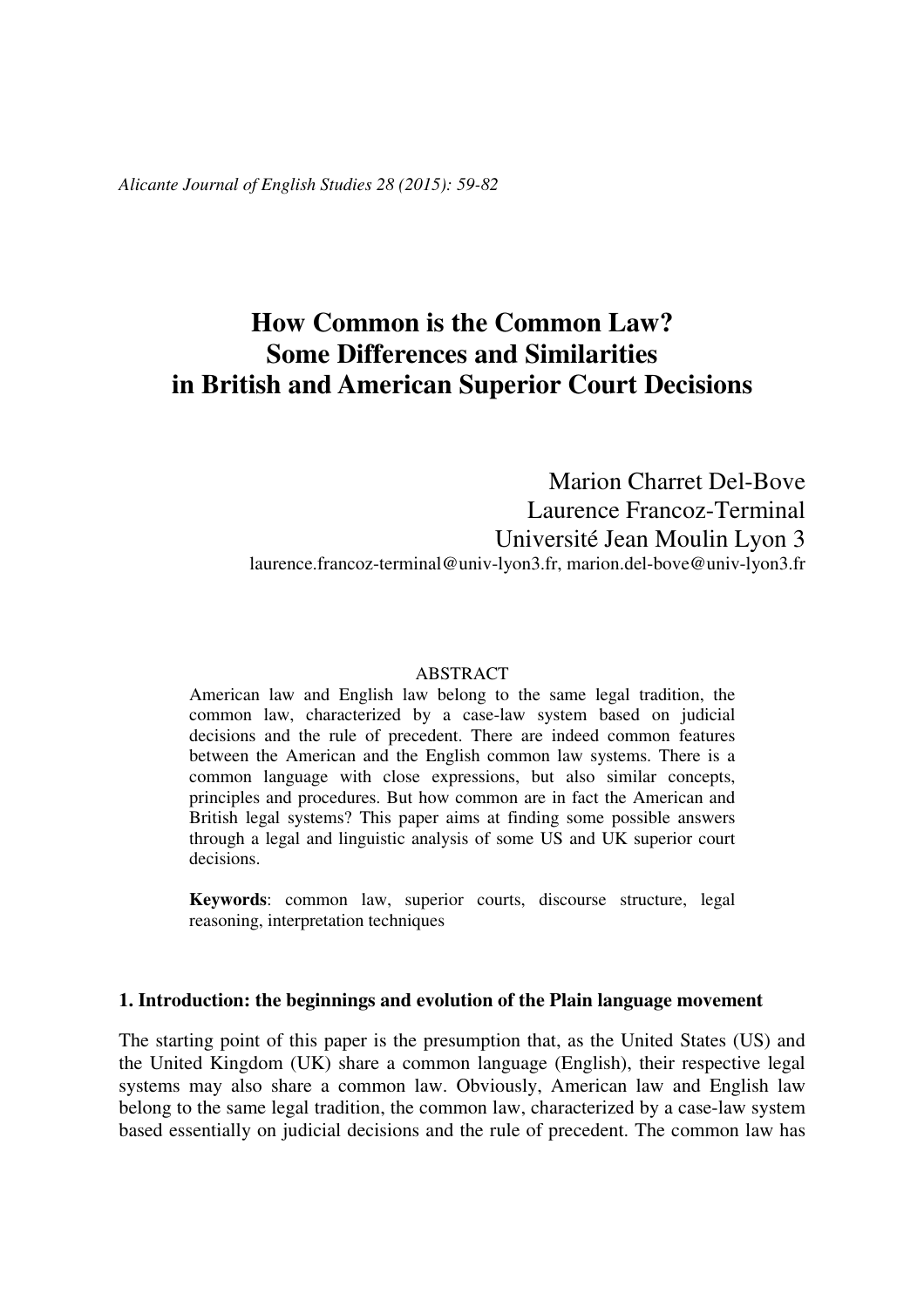# How Common is the Common Law? Some Differences and Similarities in British and American Superior Court Decisions

Marion Charret Del-Bove
Laurence Francoz-Terminal
Université Jean Moulin Lyon 3
laurence.francoz-terminal@univ-lyon3.fr, marion.del-bove@univ-lyon3.fr

## ABSTRACT

American law and English law belong to the same legal tradition, the common law, characterized by a case-law system based on judicial decisions and the rule of precedent. There are indeed common features between the American and the English common law systems. There is a common language with close expressions, but also similar concepts, principles and procedures. But how common are in fact the American and British legal systems? This paper aims at finding some possible answers through a legal and linguistic analysis of some US and UK superior court decisions.

**Keywords**: common law, superior courts, discourse structure, legal reasoning, interpretation techniques

## 1. Introduction: the beginnings and evolution of the Plain language movement

The starting point of this paper is the presumption that, as the United States (US) and the United Kingdom (UK) share a common language (English), their respective legal systems may also share a common law. Obviously, American law and English law belong to the same legal tradition, the common law, characterized by a case-law system based essentially on judicial decisions and the rule of precedent. The common law has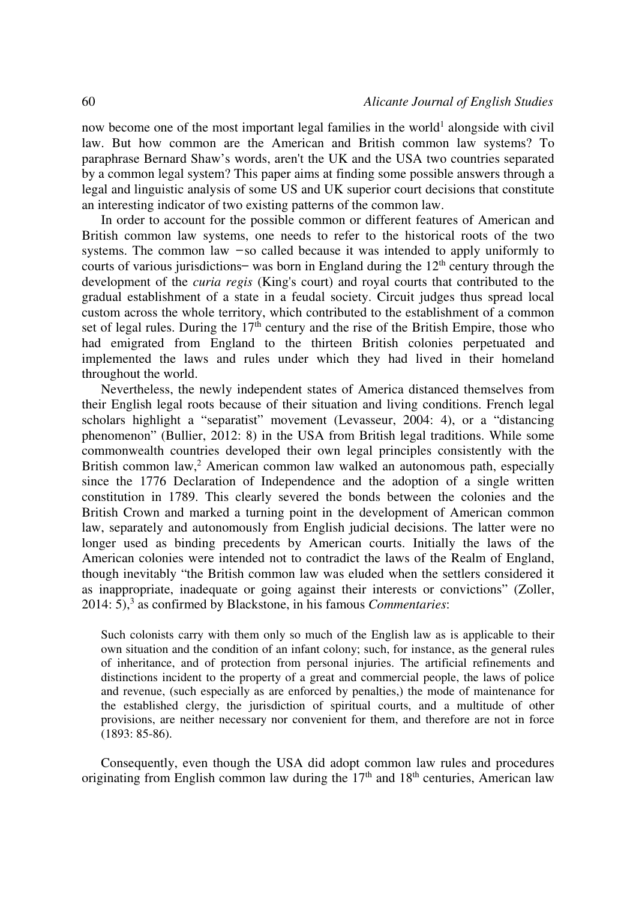now become one of the most important legal families in the world[1] alongside with civil law. But how common are the American and British common law systems? To paraphrase Bernard Shaw's words, aren't the UK and the USA two countries separated by a common legal system? This paper aims at finding some possible answers through a legal and linguistic analysis of some US and UK superior court decisions that constitute an interesting indicator of two existing patterns of the common law.

In order to account for the possible common or different features of American and British common law systems, one needs to refer to the historical roots of the two systems. The common law −so called because it was intended to apply uniformly to courts of various jurisdictions− was born in England during the 12[th] century through the development of the *curia regis* (King's court) and royal courts that contributed to the gradual establishment of a state in a feudal society. Circuit judges thus spread local custom across the whole territory, which contributed to the establishment of a common set of legal rules. During the 17[th] century and the rise of the British Empire, those who had emigrated from England to the thirteen British colonies perpetuated and implemented the laws and rules under which they had lived in their homeland throughout the world.

Nevertheless, the newly independent states of America distanced themselves from their English legal roots because of their situation and living conditions. French legal scholars highlight a "separatist" movement (Levasseur, 2004: 4), or a "distancing phenomenon" (Bullier, 2012: 8) in the USA from British legal traditions. While some commonwealth countries developed their own legal principles consistently with the British common law,[2] American common law walked an autonomous path, especially since the 1776 Declaration of Independence and the adoption of a single written constitution in 1789. This clearly severed the bonds between the colonies and the British Crown and marked a turning point in the development of American common law, separately and autonomously from English judicial decisions. The latter were no longer used as binding precedents by American courts. Initially the laws of the American colonies were intended not to contradict the laws of the Realm of England, though inevitably "the British common law was eluded when the settlers considered it as inappropriate, inadequate or going against their interests or convictions" (Zoller, 2014: 5),[3] as confirmed by Blackstone, in his famous *Commentaries*:

> Such colonists carry with them only so much of the English law as is applicable to their own situation and the condition of an infant colony; such, for instance, as the general rules of inheritance, and of protection from personal injuries. The artificial refinements and distinctions incident to the property of a great and commercial people, the laws of police and revenue, (such especially as are enforced by penalties,) the mode of maintenance for the established clergy, the jurisdiction of spiritual courts, and a multitude of other provisions, are neither necessary nor convenient for them, and therefore are not in force (1893: 85-86).

Consequently, even though the USA did adopt common law rules and procedures originating from English common law during the 17[th] and 18[th] centuries, American law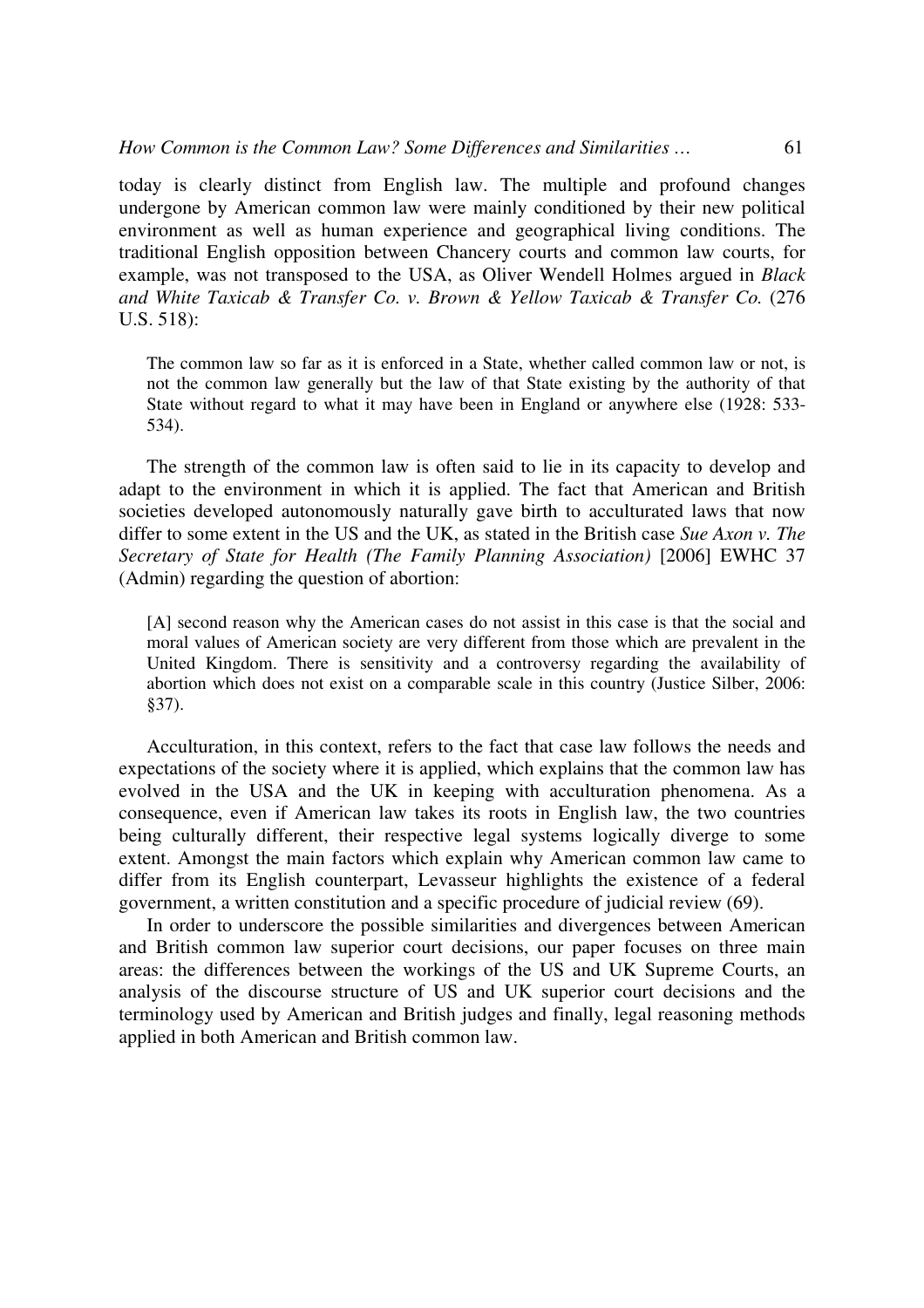today is clearly distinct from English law. The multiple and profound changes undergone by American common law were mainly conditioned by their new political environment as well as human experience and geographical living conditions. The traditional English opposition between Chancery courts and common law courts, for example, was not transposed to the USA, as Oliver Wendell Holmes argued in *Black and White Taxicab & Transfer Co. v. Brown & Yellow Taxicab & Transfer Co.* (276 U.S. 518):

> The common law so far as it is enforced in a State, whether called common law or not, is not the common law generally but the law of that State existing by the authority of that State without regard to what it may have been in England or anywhere else (1928: 533-534).

The strength of the common law is often said to lie in its capacity to develop and adapt to the environment in which it is applied. The fact that American and British societies developed autonomously naturally gave birth to acculturated laws that now differ to some extent in the US and the UK, as stated in the British case *Sue Axon v. The Secretary of State for Health (The Family Planning Association)* [2006] EWHC 37 (Admin) regarding the question of abortion:

> [A] second reason why the American cases do not assist in this case is that the social and moral values of American society are very different from those which are prevalent in the United Kingdom. There is sensitivity and a controversy regarding the availability of abortion which does not exist on a comparable scale in this country (Justice Silber, 2006: §37).

Acculturation, in this context, refers to the fact that case law follows the needs and expectations of the society where it is applied, which explains that the common law has evolved in the USA and the UK in keeping with acculturation phenomena. As a consequence, even if American law takes its roots in English law, the two countries being culturally different, their respective legal systems logically diverge to some extent. Amongst the main factors which explain why American common law came to differ from its English counterpart, Levasseur highlights the existence of a federal government, a written constitution and a specific procedure of judicial review (69).

In order to underscore the possible similarities and divergences between American and British common law superior court decisions, our paper focuses on three main areas: the differences between the workings of the US and UK Supreme Courts, an analysis of the discourse structure of US and UK superior court decisions and the terminology used by American and British judges and finally, legal reasoning methods applied in both American and British common law.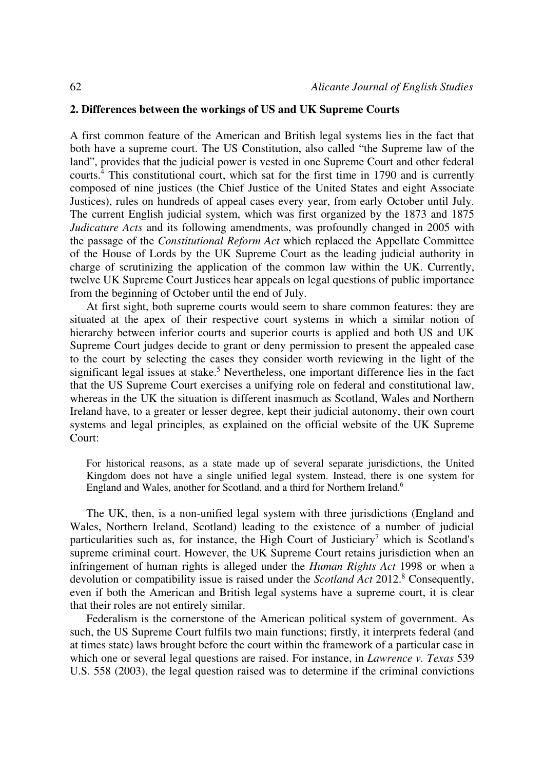## 2. Differences between the workings of US and UK Supreme Courts

A first common feature of the American and British legal systems lies in the fact that both have a supreme court. The US Constitution, also called "the Supreme law of the land", provides that the judicial power is vested in one Supreme Court and other federal courts.[4] This constitutional court, which sat for the first time in 1790 and is currently composed of nine justices (the Chief Justice of the United States and eight Associate Justices), rules on hundreds of appeal cases every year, from early October until July. The current English judicial system, which was first organized by the 1873 and 1875 *Judicature Acts* and its following amendments, was profoundly changed in 2005 with the passage of the *Constitutional Reform Act* which replaced the Appellate Committee of the House of Lords by the UK Supreme Court as the leading judicial authority in charge of scrutinizing the application of the common law within the UK. Currently, twelve UK Supreme Court Justices hear appeals on legal questions of public importance from the beginning of October until the end of July.

At first sight, both supreme courts would seem to share common features: they are situated at the apex of their respective court systems in which a similar notion of hierarchy between inferior courts and superior courts is applied and both US and UK Supreme Court judges decide to grant or deny permission to present the appealed case to the court by selecting the cases they consider worth reviewing in the light of the significant legal issues at stake.[5] Nevertheless, one important difference lies in the fact that the US Supreme Court exercises a unifying role on federal and constitutional law, whereas in the UK the situation is different inasmuch as Scotland, Wales and Northern Ireland have, to a greater or lesser degree, kept their judicial autonomy, their own court systems and legal principles, as explained on the official website of the UK Supreme Court:

> For historical reasons, as a state made up of several separate jurisdictions, the United Kingdom does not have a single unified legal system. Instead, there is one system for England and Wales, another for Scotland, and a third for Northern Ireland.[6]

The UK, then, is a non-unified legal system with three jurisdictions (England and Wales, Northern Ireland, Scotland) leading to the existence of a number of judicial particularities such as, for instance, the High Court of Justiciary[7] which is Scotland's supreme criminal court. However, the UK Supreme Court retains jurisdiction when an infringement of human rights is alleged under the *Human Rights Act* 1998 or when a devolution or compatibility issue is raised under the *Scotland Act* 2012.[8] Consequently, even if both the American and British legal systems have a supreme court, it is clear that their roles are not entirely similar.

Federalism is the cornerstone of the American political system of government. As such, the US Supreme Court fulfils two main functions; firstly, it interprets federal (and at times state) laws brought before the court within the framework of a particular case in which one or several legal questions are raised. For instance, in *Lawrence v. Texas* 539 U.S. 558 (2003), the legal question raised was to determine if the criminal convictions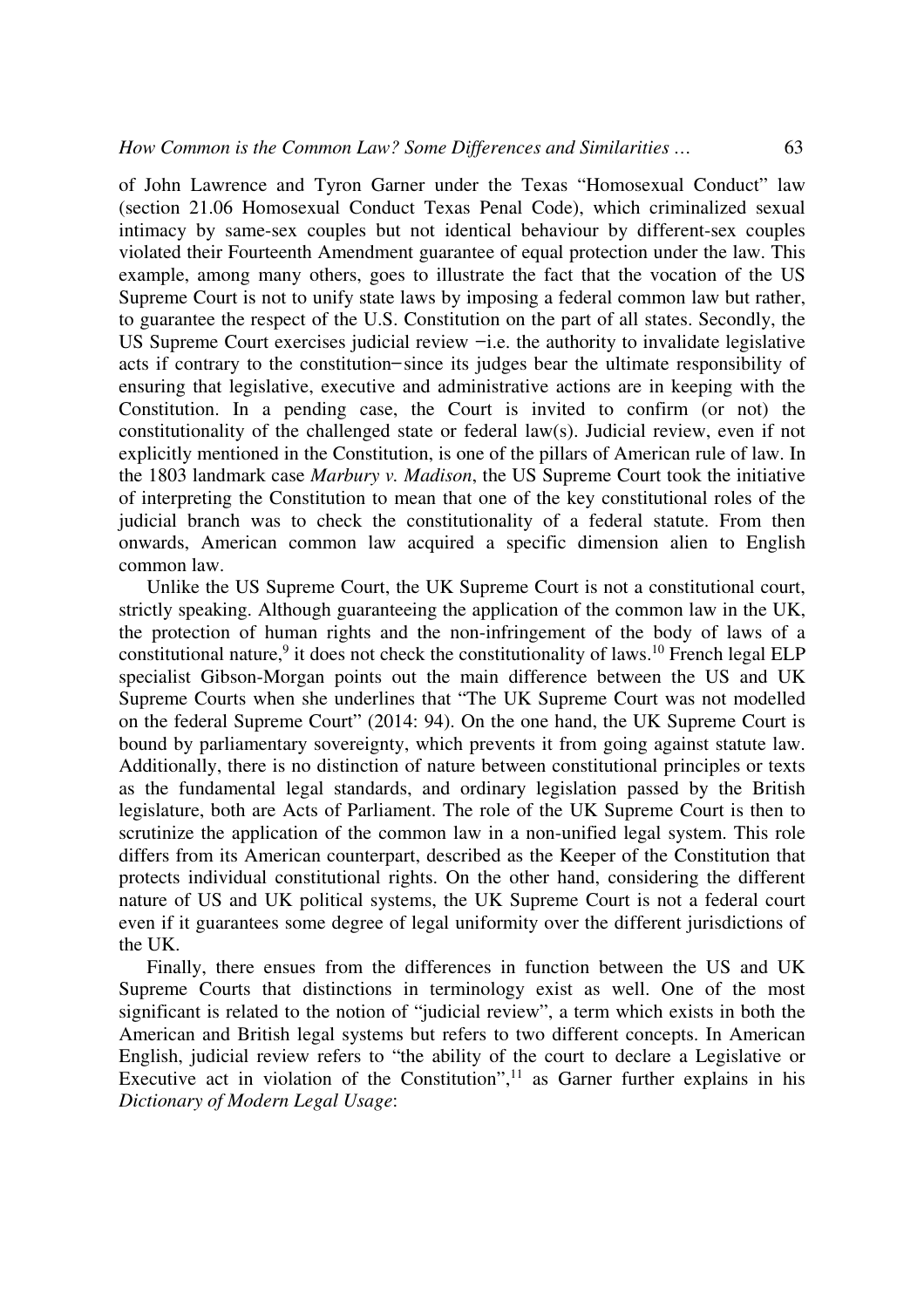of John Lawrence and Tyron Garner under the Texas "Homosexual Conduct" law (section 21.06 Homosexual Conduct Texas Penal Code), which criminalized sexual intimacy by same-sex couples but not identical behaviour by different-sex couples violated their Fourteenth Amendment guarantee of equal protection under the law. This example, among many others, goes to illustrate the fact that the vocation of the US Supreme Court is not to unify state laws by imposing a federal common law but rather, to guarantee the respect of the U.S. Constitution on the part of all states. Secondly, the US Supreme Court exercises judicial review −i.e. the authority to invalidate legislative acts if contrary to the constitution− since its judges bear the ultimate responsibility of ensuring that legislative, executive and administrative actions are in keeping with the Constitution. In a pending case, the Court is invited to confirm (or not) the constitutionality of the challenged state or federal law(s). Judicial review, even if not explicitly mentioned in the Constitution, is one of the pillars of American rule of law. In the 1803 landmark case *Marbury v. Madison*, the US Supreme Court took the initiative of interpreting the Constitution to mean that one of the key constitutional roles of the judicial branch was to check the constitutionality of a federal statute. From then onwards, American common law acquired a specific dimension alien to English common law.

Unlike the US Supreme Court, the UK Supreme Court is not a constitutional court, strictly speaking. Although guaranteeing the application of the common law in the UK, the protection of human rights and the non-infringement of the body of laws of a constitutional nature,[9] it does not check the constitutionality of laws.[10] French legal ELP specialist Gibson-Morgan points out the main difference between the US and UK Supreme Courts when she underlines that "The UK Supreme Court was not modelled on the federal Supreme Court" (2014: 94). On the one hand, the UK Supreme Court is bound by parliamentary sovereignty, which prevents it from going against statute law. Additionally, there is no distinction of nature between constitutional principles or texts as the fundamental legal standards, and ordinary legislation passed by the British legislature, both are Acts of Parliament. The role of the UK Supreme Court is then to scrutinize the application of the common law in a non-unified legal system. This role differs from its American counterpart, described as the Keeper of the Constitution that protects individual constitutional rights. On the other hand, considering the different nature of US and UK political systems, the UK Supreme Court is not a federal court even if it guarantees some degree of legal uniformity over the different jurisdictions of the UK.

Finally, there ensues from the differences in function between the US and UK Supreme Courts that distinctions in terminology exist as well. One of the most significant is related to the notion of "judicial review", a term which exists in both the American and British legal systems but refers to two different concepts. In American English, judicial review refers to "the ability of the court to declare a Legislative or Executive act in violation of the Constitution",[11] as Garner further explains in his *Dictionary of Modern Legal Usage*: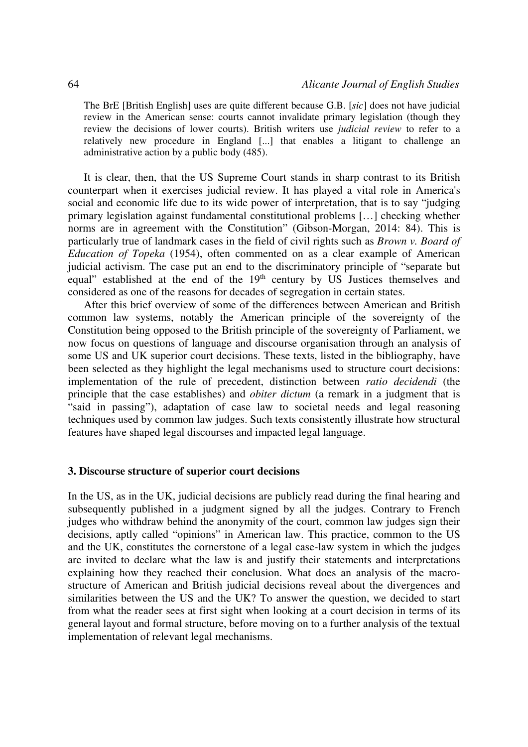> The BrE [British English] uses are quite different because G.B. [*sic*] does not have judicial review in the American sense: courts cannot invalidate primary legislation (though they review the decisions of lower courts). British writers use *judicial review* to refer to a relatively new procedure in England [...] that enables a litigant to challenge an administrative action by a public body (485).

It is clear, then, that the US Supreme Court stands in sharp contrast to its British counterpart when it exercises judicial review. It has played a vital role in America's social and economic life due to its wide power of interpretation, that is to say "judging primary legislation against fundamental constitutional problems […] checking whether norms are in agreement with the Constitution" (Gibson-Morgan, 2014: 84). This is particularly true of landmark cases in the field of civil rights such as *Brown v. Board of Education of Topeka* (1954), often commented on as a clear example of American judicial activism. The case put an end to the discriminatory principle of "separate but equal" established at the end of the 19th century by US Justices themselves and considered as one of the reasons for decades of segregation in certain states.

After this brief overview of some of the differences between American and British common law systems, notably the American principle of the sovereignty of the Constitution being opposed to the British principle of the sovereignty of Parliament, we now focus on questions of language and discourse organisation through an analysis of some US and UK superior court decisions. These texts, listed in the bibliography, have been selected as they highlight the legal mechanisms used to structure court decisions: implementation of the rule of precedent, distinction between *ratio decidendi* (the principle that the case establishes) and *obiter dictum* (a remark in a judgment that is "said in passing"), adaptation of case law to societal needs and legal reasoning techniques used by common law judges. Such texts consistently illustrate how structural features have shaped legal discourses and impacted legal language.

### 3. Discourse structure of superior court decisions

In the US, as in the UK, judicial decisions are publicly read during the final hearing and subsequently published in a judgment signed by all the judges. Contrary to French judges who withdraw behind the anonymity of the court, common law judges sign their decisions, aptly called "opinions" in American law. This practice, common to the US and the UK, constitutes the cornerstone of a legal case-law system in which the judges are invited to declare what the law is and justify their statements and interpretations explaining how they reached their conclusion. What does an analysis of the macro-structure of American and British judicial decisions reveal about the divergences and similarities between the US and the UK? To answer the question, we decided to start from what the reader sees at first sight when looking at a court decision in terms of its general layout and formal structure, before moving on to a further analysis of the textual implementation of relevant legal mechanisms.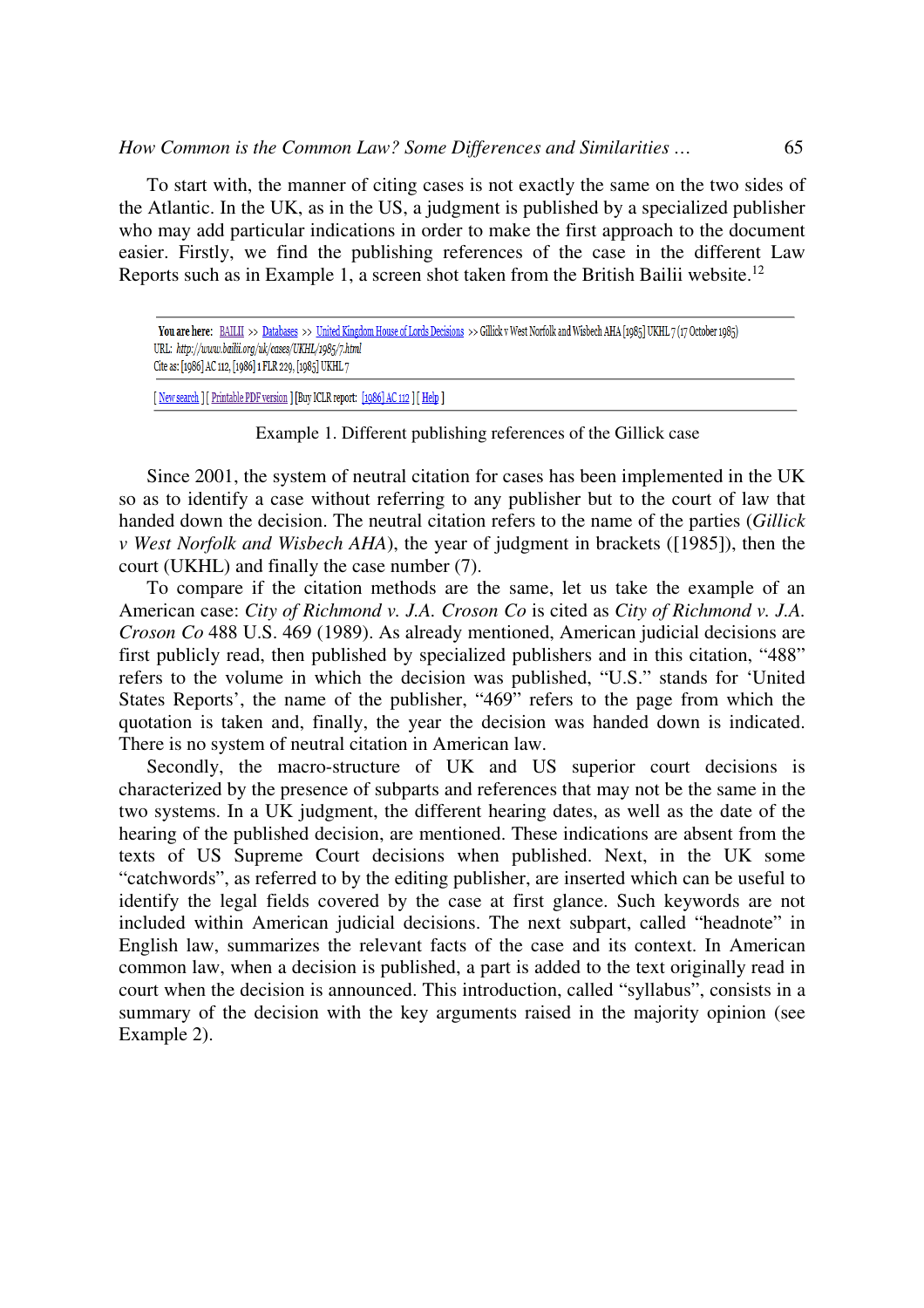To start with, the manner of citing cases is not exactly the same on the two sides of the Atlantic. In the UK, as in the US, a judgment is published by a specialized publisher who may add particular indications in order to make the first approach to the document easier. Firstly, we find the publishing references of the case in the different Law Reports such as in Example 1, a screen shot taken from the British Bailii website.[12]

---

**You are here:** BAILII >> Databases >> United Kingdom House of Lords Decisions >> Gillick v West Norfolk and Wisbech AHA [1985] UKHL 7 (17 October 1985)
URL: *http://www.bailii.org/uk/cases/UKHL/1985/7.html*
Cite as: [1986] AC 112, [1986] 1 FLR 229, [1985] UKHL 7

---

[ New search ] [ Printable PDF version ] [Buy ICLR report: [1986] AC 112 ] [ Help ]

---

Example 1. Different publishing references of the Gillick case

Since 2001, the system of neutral citation for cases has been implemented in the UK so as to identify a case without referring to any publisher but to the court of law that handed down the decision. The neutral citation refers to the name of the parties (*Gillick v West Norfolk and Wisbech AHA*), the year of judgment in brackets ([1985]), then the court (UKHL) and finally the case number (7).

To compare if the citation methods are the same, let us take the example of an American case: *City of Richmond v. J.A. Croson Co* is cited as *City of Richmond v. J.A. Croson Co* 488 U.S. 469 (1989). As already mentioned, American judicial decisions are first publicly read, then published by specialized publishers and in this citation, "488" refers to the volume in which the decision was published, "U.S." stands for 'United States Reports', the name of the publisher, "469" refers to the page from which the quotation is taken and, finally, the year the decision was handed down is indicated. There is no system of neutral citation in American law.

Secondly, the macro-structure of UK and US superior court decisions is characterized by the presence of subparts and references that may not be the same in the two systems. In a UK judgment, the different hearing dates, as well as the date of the hearing of the published decision, are mentioned. These indications are absent from the texts of US Supreme Court decisions when published. Next, in the UK some "catchwords", as referred to by the editing publisher, are inserted which can be useful to identify the legal fields covered by the case at first glance. Such keywords are not included within American judicial decisions. The next subpart, called "headnote" in English law, summarizes the relevant facts of the case and its context. In American common law, when a decision is published, a part is added to the text originally read in court when the decision is announced. This introduction, called "syllabus", consists in a summary of the decision with the key arguments raised in the majority opinion (see Example 2).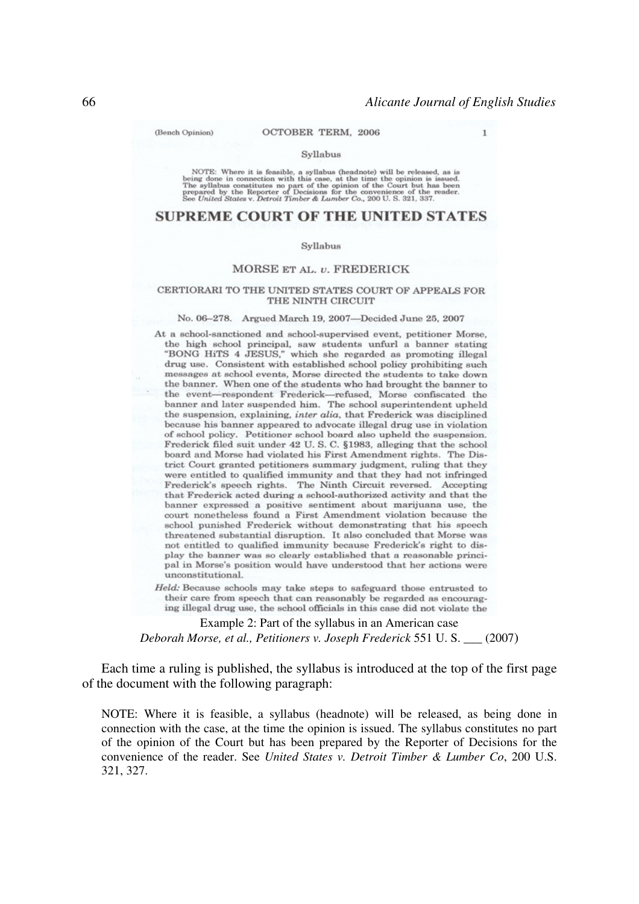(Bench Opinion) OCTOBER TERM, 2006 1

Syllabus

NOTE: Where it is feasible, a syllabus (headnote) will be released, as is being done in connection with this case, at the time the opinion is issued. The syllabus constitutes no part of the opinion of the Court but has been prepared by the Reporter of Decisions for the convenience of the reader. See *United States* v. *Detroit Timber & Lumber Co.*, 200 U. S. 321, 337.

## SUPREME COURT OF THE UNITED STATES

Syllabus

MORSE ET AL. *v.* FREDERICK

CERTIORARI TO THE UNITED STATES COURT OF APPEALS FOR THE NINTH CIRCUIT

No. 06–278. Argued March 19, 2007—Decided June 25, 2007

At a school-sanctioned and school-supervised event, petitioner Morse, the high school principal, saw students unfurl a banner stating "BONG HiTS 4 JESUS," which she regarded as promoting illegal drug use. Consistent with established school policy prohibiting such messages at school events, Morse directed the students to take down the banner. When one of the students who had brought the banner to the event—respondent Frederick—refused, Morse confiscated the banner and later suspended him. The school superintendent upheld the suspension, explaining, *inter alia*, that Frederick was disciplined because his banner appeared to advocate illegal drug use in violation of school policy. Petitioner school board also upheld the suspension. Frederick filed suit under 42 U. S. C. §1983, alleging that the school board and Morse had violated his First Amendment rights. The District Court granted petitioners summary judgment, ruling that they were entitled to qualified immunity and that they had not infringed Frederick's speech rights. The Ninth Circuit reversed. Accepting that Frederick acted during a school-authorized activity and that the banner expressed a positive sentiment about marijuana use, the court nonetheless found a First Amendment violation because the school punished Frederick without demonstrating that his speech threatened substantial disruption. It also concluded that Morse was not entitled to qualified immunity because Frederick's right to display the banner was so clearly established that a reasonable principal in Morse's position would have understood that her actions were unconstitutional.

*Held:* Because schools may take steps to safeguard those entrusted to their care from speech that can reasonably be regarded as encouraging illegal drug use, the school officials in this case did not violate the

Example 2: Part of the syllabus in an American case
*Deborah Morse, et al., Petitioners v. Joseph Frederick* 551 U. S. ___ (2007)

Each time a ruling is published, the syllabus is introduced at the top of the first page of the document with the following paragraph:

> NOTE: Where it is feasible, a syllabus (headnote) will be released, as being done in connection with the case, at the time the opinion is issued. The syllabus constitutes no part of the opinion of the Court but has been prepared by the Reporter of Decisions for the convenience of the reader. See *United States v. Detroit Timber & Lumber Co*, 200 U.S. 321, 327.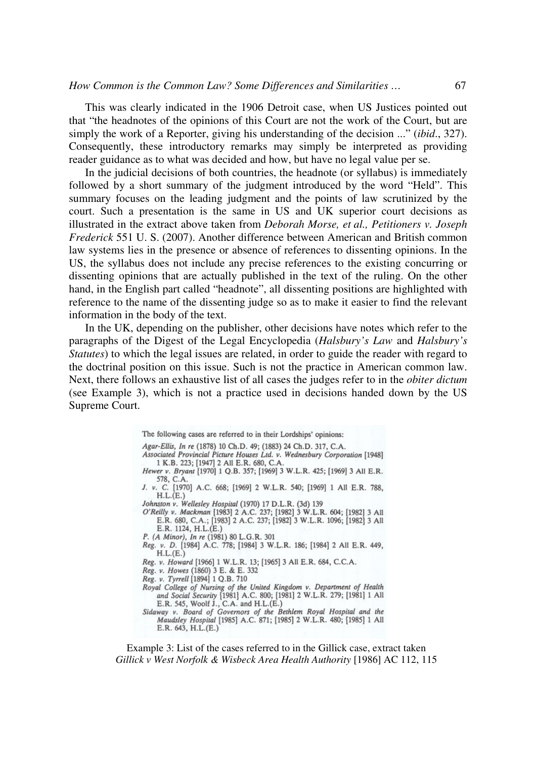This was clearly indicated in the 1906 Detroit case, when US Justices pointed out that "the headnotes of the opinions of this Court are not the work of the Court, but are simply the work of a Reporter, giving his understanding of the decision ..." (*ibid*., 327). Consequently, these introductory remarks may simply be interpreted as providing reader guidance as to what was decided and how, but have no legal value per se.

In the judicial decisions of both countries, the headnote (or syllabus) is immediately followed by a short summary of the judgment introduced by the word "Held". This summary focuses on the leading judgment and the points of law scrutinized by the court. Such a presentation is the same in US and UK superior court decisions as illustrated in the extract above taken from *Deborah Morse, et al., Petitioners v. Joseph Frederick* 551 U. S. (2007). Another difference between American and British common law systems lies in the presence or absence of references to dissenting opinions. In the US, the syllabus does not include any precise references to the existing concurring or dissenting opinions that are actually published in the text of the ruling. On the other hand, in the English part called "headnote", all dissenting positions are highlighted with reference to the name of the dissenting judge so as to make it easier to find the relevant information in the body of the text.

In the UK, depending on the publisher, other decisions have notes which refer to the paragraphs of the Digest of the Legal Encyclopedia (*Halsbury's Law* and *Halsbury's Statutes*) to which the legal issues are related, in order to guide the reader with regard to the doctrinal position on this issue. Such is not the practice in American common law. Next, there follows an exhaustive list of all cases the judges refer to in the *obiter dictum* (see Example 3), which is not a practice used in decisions handed down by the US Supreme Court.

The following cases are referred to in their Lordships' opinions:

*Agar-Ellis, In re* (1878) 10 Ch.D. 49; (1883) 24 Ch.D. 317, C.A.
*Associated Provincial Picture Houses Ltd. v. Wednesbury Corporation* [1948] 1 K.B. 223; [1947] 2 All E.R. 680, C.A.
*Hewer v. Bryant* [1970] 1 Q.B. 357; [1969] 3 W.L.R. 425; [1969] 3 All E.R. 578, C.A.
*J. v. C.* [1970] A.C. 668; [1969] 2 W.L.R. 540; [1969] 1 All E.R. 788, H.L.(E.)
*Johnston v. Wellesley Hospital* (1970) 17 D.L.R. (3d) 139
*O'Reilly v. Mackman* [1983] 2 A.C. 237; [1982] 3 W.L.R. 604; [1982] 3 All E.R. 680, C.A.; [1983] 2 A.C. 237; [1982] 3 W.L.R. 1096; [1982] 3 All E.R. 1124, H.L.(E.)
*P. (A Minor), In re* (1981) 80 L.G.R. 301
*Reg. v. D.* [1984] A.C. 778; [1984] 3 W.L.R. 186; [1984] 2 All E.R. 449, H.L.(E.)
*Reg. v. Howard* [1966] 1 W.L.R. 13; [1965] 3 All E.R. 684, C.C.A.
*Reg. v. Howes* (1860) 3 E. & E. 332
*Reg. v. Tyrrell* [1894] 1 Q.B. 710
*Royal College of Nursing of the United Kingdom v. Department of Health and Social Security* [1981] A.C. 800; [1981] 2 W.L.R. 279; [1981] 1 All E.R. 545, Woolf J., C.A. and H.L.(E.)
*Sidaway v. Board of Governors of the Bethlem Royal Hospital and the Maudsley Hospital* [1985] A.C. 871; [1985] 2 W.L.R. 480; [1985] 1 All E.R. 643, H.L.(E.)

Example 3: List of the cases referred to in the Gillick case, extract taken *Gillick v West Norfolk & Wisbeck Area Health Authority* [1986] AC 112, 115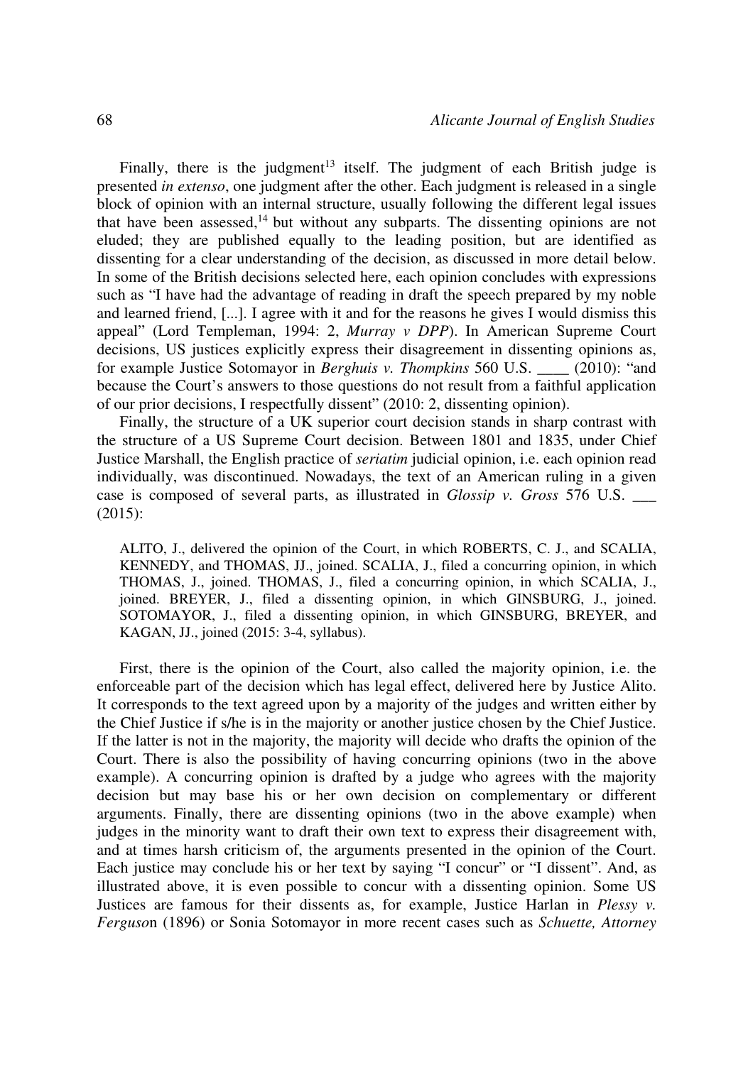Finally, there is the judgment[13] itself. The judgment of each British judge is presented *in extenso*, one judgment after the other. Each judgment is released in a single block of opinion with an internal structure, usually following the different legal issues that have been assessed,[14] but without any subparts. The dissenting opinions are not eluded; they are published equally to the leading position, but are identified as dissenting for a clear understanding of the decision, as discussed in more detail below. In some of the British decisions selected here, each opinion concludes with expressions such as "I have had the advantage of reading in draft the speech prepared by my noble and learned friend, [...]. I agree with it and for the reasons he gives I would dismiss this appeal" (Lord Templeman, 1994: 2, *Murray v DPP*). In American Supreme Court decisions, US justices explicitly express their disagreement in dissenting opinions as, for example Justice Sotomayor in *Berghuis v. Thompkins* 560 U.S. ____ (2010): "and because the Court's answers to those questions do not result from a faithful application of our prior decisions, I respectfully dissent" (2010: 2, dissenting opinion).

Finally, the structure of a UK superior court decision stands in sharp contrast with the structure of a US Supreme Court decision. Between 1801 and 1835, under Chief Justice Marshall, the English practice of *seriatim* judicial opinion, i.e. each opinion read individually, was discontinued. Nowadays, the text of an American ruling in a given case is composed of several parts, as illustrated in *Glossip v. Gross* 576 U.S. ___ (2015):

> ALITO, J., delivered the opinion of the Court, in which ROBERTS, C. J., and SCALIA, KENNEDY, and THOMAS, JJ., joined. SCALIA, J., filed a concurring opinion, in which THOMAS, J., joined. THOMAS, J., filed a concurring opinion, in which SCALIA, J., joined. BREYER, J., filed a dissenting opinion, in which GINSBURG, J., joined. SOTOMAYOR, J., filed a dissenting opinion, in which GINSBURG, BREYER, and KAGAN, JJ., joined (2015: 3-4, syllabus).

First, there is the opinion of the Court, also called the majority opinion, i.e. the enforceable part of the decision which has legal effect, delivered here by Justice Alito. It corresponds to the text agreed upon by a majority of the judges and written either by the Chief Justice if s/he is in the majority or another justice chosen by the Chief Justice. If the latter is not in the majority, the majority will decide who drafts the opinion of the Court. There is also the possibility of having concurring opinions (two in the above example). A concurring opinion is drafted by a judge who agrees with the majority decision but may base his or her own decision on complementary or different arguments. Finally, there are dissenting opinions (two in the above example) when judges in the minority want to draft their own text to express their disagreement with, and at times harsh criticism of, the arguments presented in the opinion of the Court. Each justice may conclude his or her text by saying "I concur" or "I dissent". And, as illustrated above, it is even possible to concur with a dissenting opinion. Some US Justices are famous for their dissents as, for example, Justice Harlan in *Plessy v. Ferguson* (1896) or Sonia Sotomayor in more recent cases such as *Schuette, Attorney*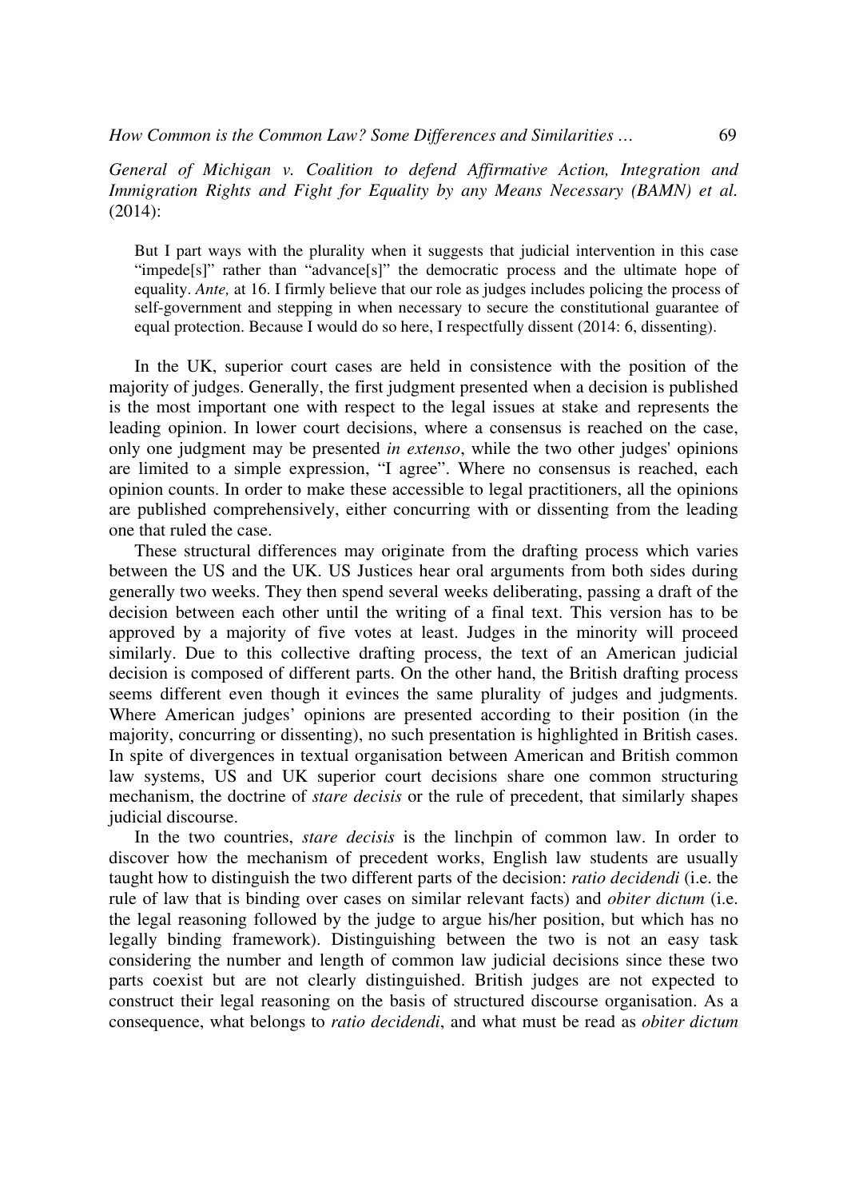*General of Michigan v. Coalition to defend Affirmative Action, Integration and Immigration Rights and Fight for Equality by any Means Necessary (BAMN) et al.* (2014):

> But I part ways with the plurality when it suggests that judicial intervention in this case "impede[s]" rather than "advance[s]" the democratic process and the ultimate hope of equality. *Ante,* at 16. I firmly believe that our role as judges includes policing the process of self-government and stepping in when necessary to secure the constitutional guarantee of equal protection. Because I would do so here, I respectfully dissent (2014: 6, dissenting).

In the UK, superior court cases are held in consistence with the position of the majority of judges. Generally, the first judgment presented when a decision is published is the most important one with respect to the legal issues at stake and represents the leading opinion. In lower court decisions, where a consensus is reached on the case, only one judgment may be presented *in extenso*, while the two other judges' opinions are limited to a simple expression, "I agree". Where no consensus is reached, each opinion counts. In order to make these accessible to legal practitioners, all the opinions are published comprehensively, either concurring with or dissenting from the leading one that ruled the case.

These structural differences may originate from the drafting process which varies between the US and the UK. US Justices hear oral arguments from both sides during generally two weeks. They then spend several weeks deliberating, passing a draft of the decision between each other until the writing of a final text. This version has to be approved by a majority of five votes at least. Judges in the minority will proceed similarly. Due to this collective drafting process, the text of an American judicial decision is composed of different parts. On the other hand, the British drafting process seems different even though it evinces the same plurality of judges and judgments. Where American judges' opinions are presented according to their position (in the majority, concurring or dissenting), no such presentation is highlighted in British cases. In spite of divergences in textual organisation between American and British common law systems, US and UK superior court decisions share one common structuring mechanism, the doctrine of *stare decisis* or the rule of precedent, that similarly shapes judicial discourse.

In the two countries, *stare decisis* is the linchpin of common law. In order to discover how the mechanism of precedent works, English law students are usually taught how to distinguish the two different parts of the decision: *ratio decidendi* (i.e. the rule of law that is binding over cases on similar relevant facts) and *obiter dictum* (i.e. the legal reasoning followed by the judge to argue his/her position, but which has no legally binding framework). Distinguishing between the two is not an easy task considering the number and length of common law judicial decisions since these two parts coexist but are not clearly distinguished. British judges are not expected to construct their legal reasoning on the basis of structured discourse organisation. As a consequence, what belongs to *ratio decidendi*, and what must be read as *obiter dictum*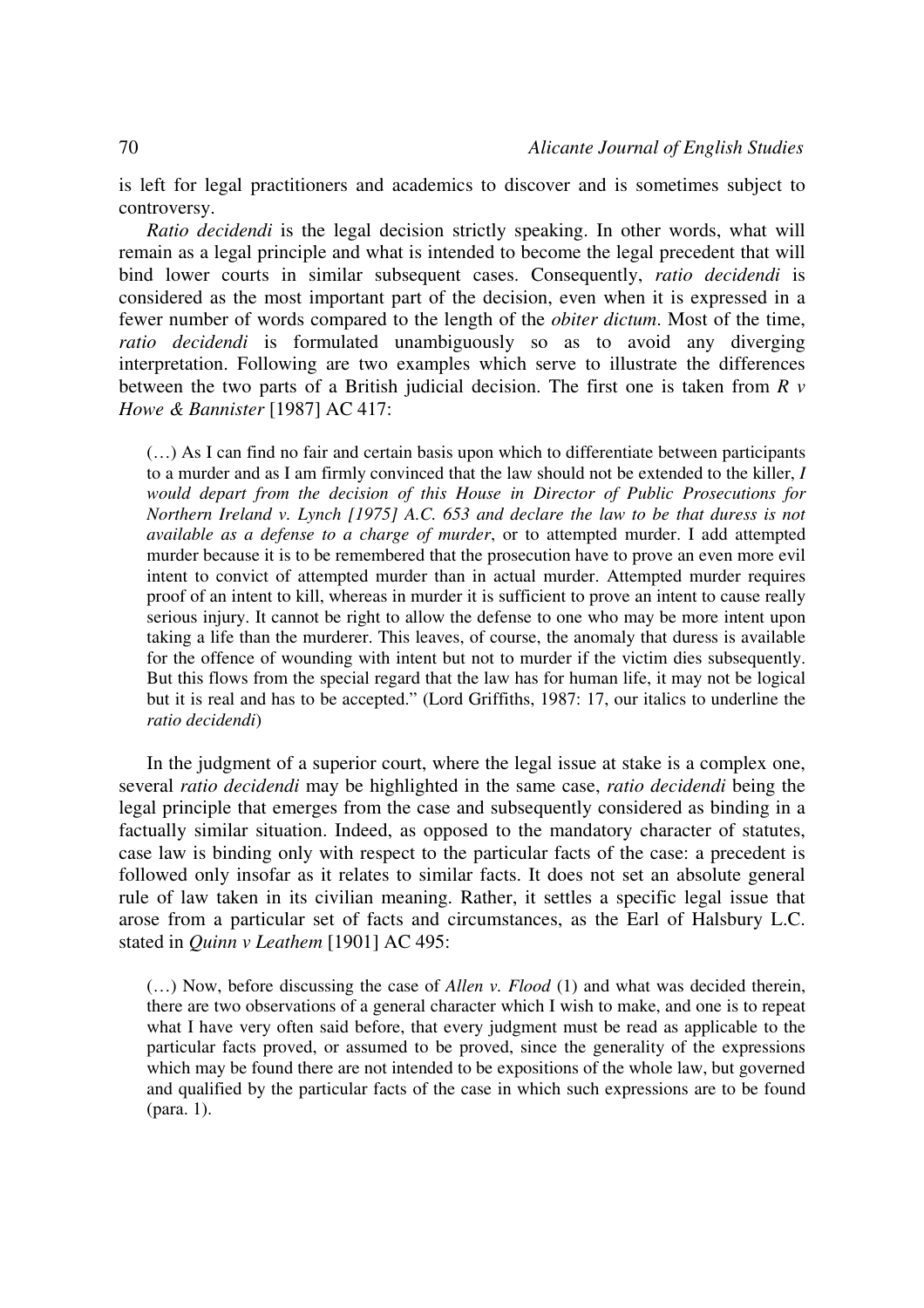is left for legal practitioners and academics to discover and is sometimes subject to controversy.

*Ratio decidendi* is the legal decision strictly speaking. In other words, what will remain as a legal principle and what is intended to become the legal precedent that will bind lower courts in similar subsequent cases. Consequently, *ratio decidendi* is considered as the most important part of the decision, even when it is expressed in a fewer number of words compared to the length of the *obiter dictum*. Most of the time, *ratio decidendi* is formulated unambiguously so as to avoid any diverging interpretation. Following are two examples which serve to illustrate the differences between the two parts of a British judicial decision. The first one is taken from *R v Howe & Bannister* [1987] AC 417:

> (…) As I can find no fair and certain basis upon which to differentiate between participants to a murder and as I am firmly convinced that the law should not be extended to the killer, *I would depart from the decision of this House in Director of Public Prosecutions for Northern Ireland v. Lynch [1975] A.C. 653 and declare the law to be that duress is not available as a defense to a charge of murder*, or to attempted murder. I add attempted murder because it is to be remembered that the prosecution have to prove an even more evil intent to convict of attempted murder than in actual murder. Attempted murder requires proof of an intent to kill, whereas in murder it is sufficient to prove an intent to cause really serious injury. It cannot be right to allow the defense to one who may be more intent upon taking a life than the murderer. This leaves, of course, the anomaly that duress is available for the offence of wounding with intent but not to murder if the victim dies subsequently. But this flows from the special regard that the law has for human life, it may not be logical but it is real and has to be accepted." (Lord Griffiths, 1987: 17, our italics to underline the *ratio decidendi*)

In the judgment of a superior court, where the legal issue at stake is a complex one, several *ratio decidendi* may be highlighted in the same case, *ratio decidendi* being the legal principle that emerges from the case and subsequently considered as binding in a factually similar situation. Indeed, as opposed to the mandatory character of statutes, case law is binding only with respect to the particular facts of the case: a precedent is followed only insofar as it relates to similar facts. It does not set an absolute general rule of law taken in its civilian meaning. Rather, it settles a specific legal issue that arose from a particular set of facts and circumstances, as the Earl of Halsbury L.C. stated in *Quinn v Leathem* [1901] AC 495:

> (…) Now, before discussing the case of *Allen v. Flood* (1) and what was decided therein, there are two observations of a general character which I wish to make, and one is to repeat what I have very often said before, that every judgment must be read as applicable to the particular facts proved, or assumed to be proved, since the generality of the expressions which may be found there are not intended to be expositions of the whole law, but governed and qualified by the particular facts of the case in which such expressions are to be found (para. 1).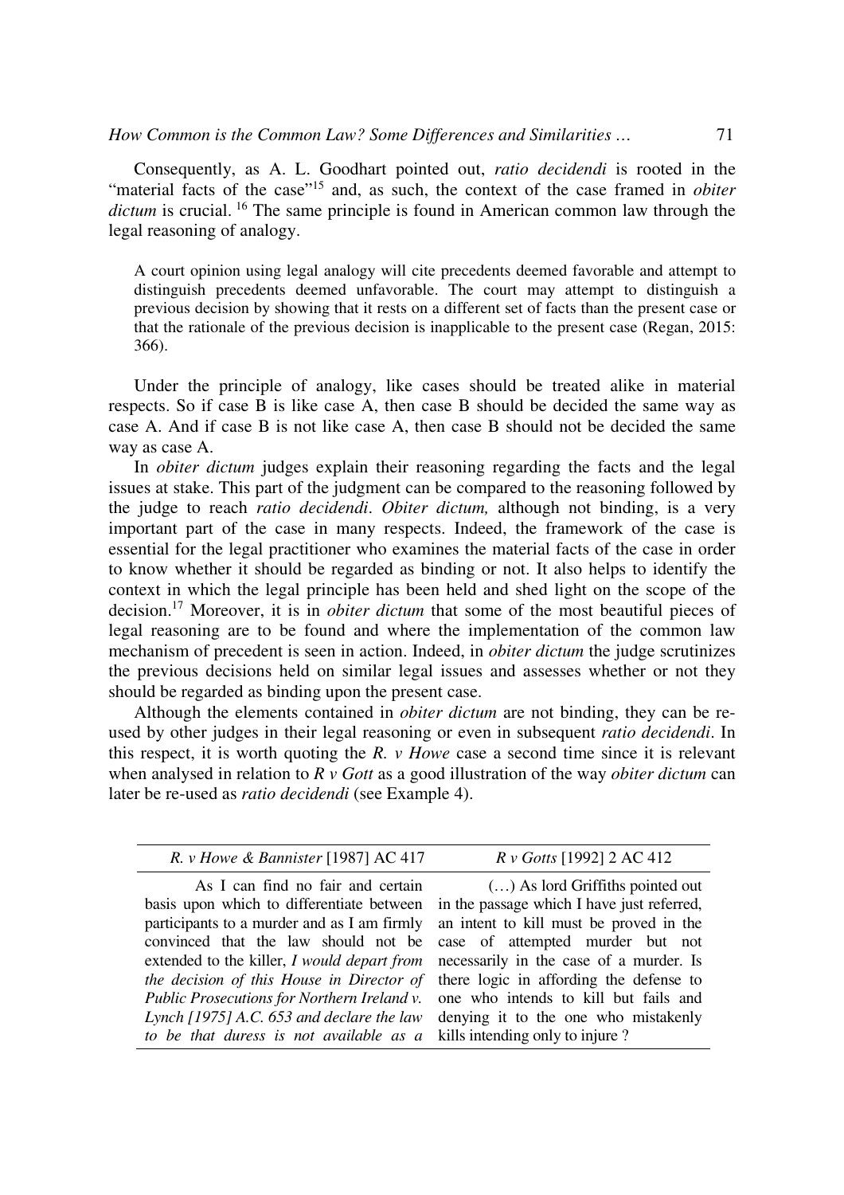Consequently, as A. L. Goodhart pointed out, *ratio decidendi* is rooted in the "material facts of the case"[15] and, as such, the context of the case framed in *obiter dictum* is crucial. [16] The same principle is found in American common law through the legal reasoning of analogy.

> A court opinion using legal analogy will cite precedents deemed favorable and attempt to distinguish precedents deemed unfavorable. The court may attempt to distinguish a previous decision by showing that it rests on a different set of facts than the present case or that the rationale of the previous decision is inapplicable to the present case (Regan, 2015: 366).

Under the principle of analogy, like cases should be treated alike in material respects. So if case B is like case A, then case B should be decided the same way as case A. And if case B is not like case A, then case B should not be decided the same way as case A.

In *obiter dictum* judges explain their reasoning regarding the facts and the legal issues at stake. This part of the judgment can be compared to the reasoning followed by the judge to reach *ratio decidendi*. *Obiter dictum,* although not binding, is a very important part of the case in many respects. Indeed, the framework of the case is essential for the legal practitioner who examines the material facts of the case in order to know whether it should be regarded as binding or not. It also helps to identify the context in which the legal principle has been held and shed light on the scope of the decision.[17] Moreover, it is in *obiter dictum* that some of the most beautiful pieces of legal reasoning are to be found and where the implementation of the common law mechanism of precedent is seen in action. Indeed, in *obiter dictum* the judge scrutinizes the previous decisions held on similar legal issues and assesses whether or not they should be regarded as binding upon the present case.

Although the elements contained in *obiter dictum* are not binding, they can be re-used by other judges in their legal reasoning or even in subsequent *ratio decidendi*. In this respect, it is worth quoting the *R. v Howe* case a second time since it is relevant when analysed in relation to *R v Gott* as a good illustration of the way *obiter dictum* can later be re-used as *ratio decidendi* (see Example 4).

| *R. v Howe & Bannister* [1987] AC 417 | *R v Gotts* [1992] 2 AC 412 |
|---|---|
| As I can find no fair and certain basis upon which to differentiate between participants to a murder and as I am firmly convinced that the law should not be extended to the killer, *I would depart from the decision of this House in Director of Public Prosecutions for Northern Ireland v. Lynch [1975] A.C. 653 and declare the law to be that duress is not available as a* | (…) As lord Griffiths pointed out in the passage which I have just referred, an intent to kill must be proved in the case of attempted murder but not necessarily in the case of a murder. Is there logic in affording the defense to one who intends to kill but fails and denying it to the one who mistakenly kills intending only to injure ? |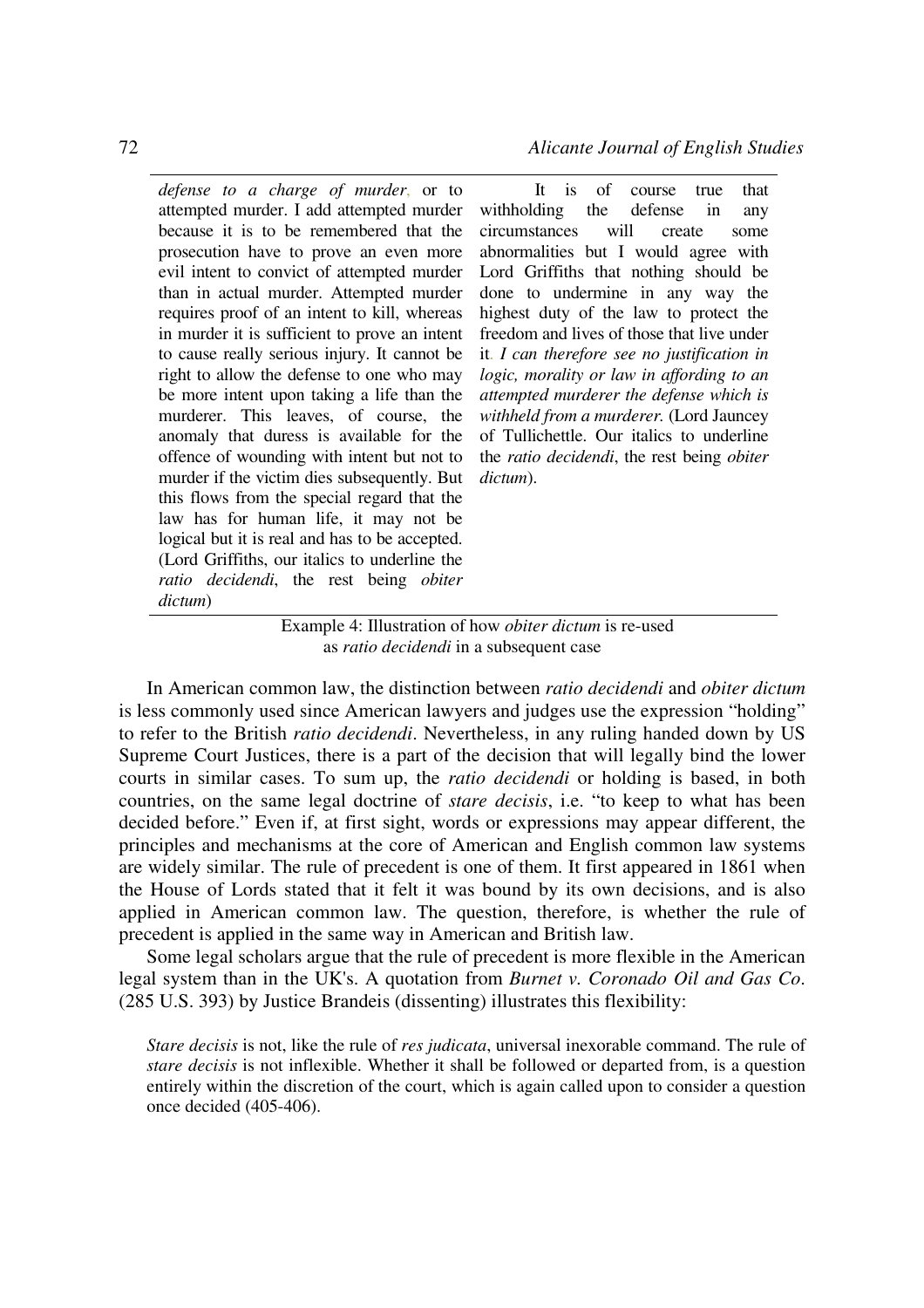*defense to a charge of murder*, or to attempted murder. I add attempted murder because it is to be remembered that the prosecution have to prove an even more evil intent to convict of attempted murder than in actual murder. Attempted murder requires proof of an intent to kill, whereas in murder it is sufficient to prove an intent to cause really serious injury. It cannot be right to allow the defense to one who may be more intent upon taking a life than the murderer. This leaves, of course, the anomaly that duress is available for the offence of wounding with intent but not to murder if the victim dies subsequently. But this flows from the special regard that the law has for human life, it may not be logical but it is real and has to be accepted. (Lord Griffiths, our italics to underline the *ratio decidendi*, the rest being *obiter dictum*)

It is of course true that withholding the defense in any circumstances will create some abnormalities but I would agree with Lord Griffiths that nothing should be done to undermine in any way the highest duty of the law to protect the freedom and lives of those that live under it. *I can therefore see no justification in logic, morality or law in affording to an attempted murderer the defense which is withheld from a murderer.* (Lord Jauncey of Tullichettle. Our italics to underline the *ratio decidendi*, the rest being *obiter dictum*).

Example 4: Illustration of how *obiter dictum* is re-used as *ratio decidendi* in a subsequent case

In American common law, the distinction between *ratio decidendi* and *obiter dictum* is less commonly used since American lawyers and judges use the expression "holding" to refer to the British *ratio decidendi*. Nevertheless, in any ruling handed down by US Supreme Court Justices, there is a part of the decision that will legally bind the lower courts in similar cases. To sum up, the *ratio decidendi* or holding is based, in both countries, on the same legal doctrine of *stare decisis*, i.e. "to keep to what has been decided before." Even if, at first sight, words or expressions may appear different, the principles and mechanisms at the core of American and English common law systems are widely similar. The rule of precedent is one of them. It first appeared in 1861 when the House of Lords stated that it felt it was bound by its own decisions, and is also applied in American common law. The question, therefore, is whether the rule of precedent is applied in the same way in American and British law.

Some legal scholars argue that the rule of precedent is more flexible in the American legal system than in the UK's. A quotation from *Burnet v. Coronado Oil and Gas Co.* (285 U.S. 393) by Justice Brandeis (dissenting) illustrates this flexibility:

> *Stare decisis* is not, like the rule of *res judicata*, universal inexorable command. The rule of *stare decisis* is not inflexible. Whether it shall be followed or departed from, is a question entirely within the discretion of the court, which is again called upon to consider a question once decided (405-406).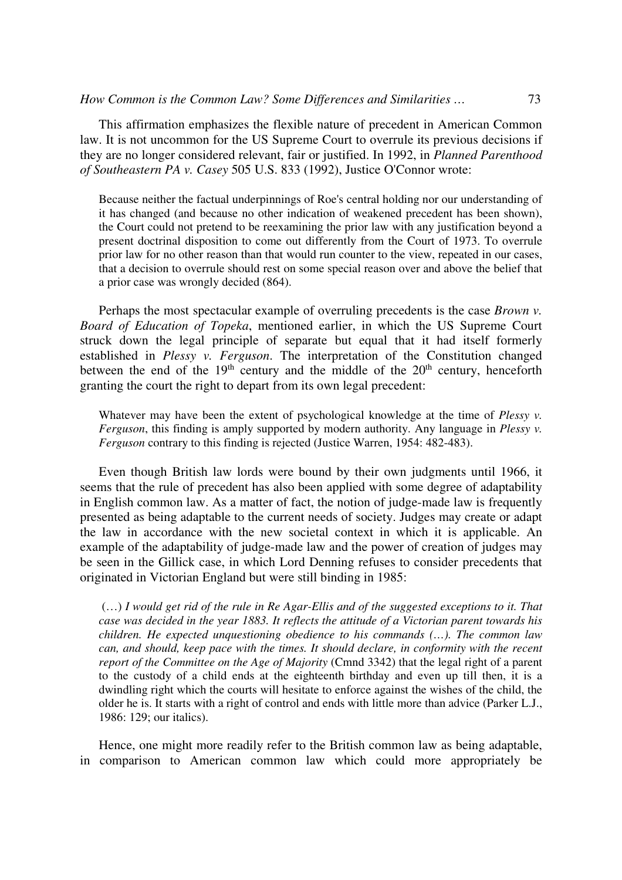This affirmation emphasizes the flexible nature of precedent in American Common law. It is not uncommon for the US Supreme Court to overrule its previous decisions if they are no longer considered relevant, fair or justified. In 1992, in *Planned Parenthood of Southeastern PA v. Casey* 505 U.S. 833 (1992), Justice O'Connor wrote:

> Because neither the factual underpinnings of Roe's central holding nor our understanding of it has changed (and because no other indication of weakened precedent has been shown), the Court could not pretend to be reexamining the prior law with any justification beyond a present doctrinal disposition to come out differently from the Court of 1973. To overrule prior law for no other reason than that would run counter to the view, repeated in our cases, that a decision to overrule should rest on some special reason over and above the belief that a prior case was wrongly decided (864).

Perhaps the most spectacular example of overruling precedents is the case *Brown v. Board of Education of Topeka*, mentioned earlier, in which the US Supreme Court struck down the legal principle of separate but equal that it had itself formerly established in *Plessy v. Ferguson*. The interpretation of the Constitution changed between the end of the 19th century and the middle of the 20th century, henceforth granting the court the right to depart from its own legal precedent:

> Whatever may have been the extent of psychological knowledge at the time of *Plessy v. Ferguson*, this finding is amply supported by modern authority. Any language in *Plessy v. Ferguson* contrary to this finding is rejected (Justice Warren, 1954: 482-483).

Even though British law lords were bound by their own judgments until 1966, it seems that the rule of precedent has also been applied with some degree of adaptability in English common law. As a matter of fact, the notion of judge-made law is frequently presented as being adaptable to the current needs of society. Judges may create or adapt the law in accordance with the new societal context in which it is applicable. An example of the adaptability of judge-made law and the power of creation of judges may be seen in the Gillick case, in which Lord Denning refuses to consider precedents that originated in Victorian England but were still binding in 1985:

> (…) *I would get rid of the rule in Re Agar-Ellis and of the suggested exceptions to it. That case was decided in the year 1883. It reflects the attitude of a Victorian parent towards his children. He expected unquestioning obedience to his commands (…). The common law can, and should, keep pace with the times. It should declare, in conformity with the recent report of the Committee on the Age of Majority* (Cmnd 3342) that the legal right of a parent to the custody of a child ends at the eighteenth birthday and even up till then, it is a dwindling right which the courts will hesitate to enforce against the wishes of the child, the older he is. It starts with a right of control and ends with little more than advice (Parker L.J., 1986: 129; our italics).

Hence, one might more readily refer to the British common law as being adaptable, in comparison to American common law which could more appropriately be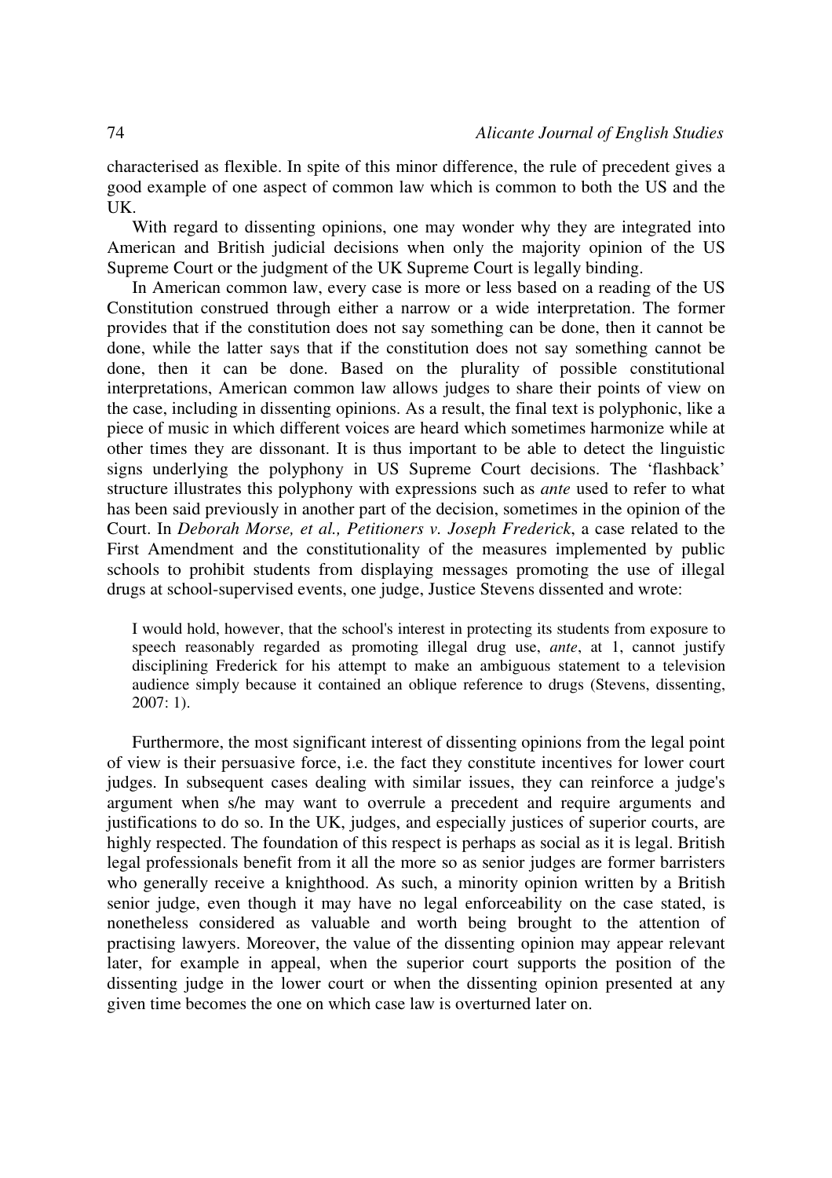characterised as flexible. In spite of this minor difference, the rule of precedent gives a good example of one aspect of common law which is common to both the US and the UK.

With regard to dissenting opinions, one may wonder why they are integrated into American and British judicial decisions when only the majority opinion of the US Supreme Court or the judgment of the UK Supreme Court is legally binding.

In American common law, every case is more or less based on a reading of the US Constitution construed through either a narrow or a wide interpretation. The former provides that if the constitution does not say something can be done, then it cannot be done, while the latter says that if the constitution does not say something cannot be done, then it can be done. Based on the plurality of possible constitutional interpretations, American common law allows judges to share their points of view on the case, including in dissenting opinions. As a result, the final text is polyphonic, like a piece of music in which different voices are heard which sometimes harmonize while at other times they are dissonant. It is thus important to be able to detect the linguistic signs underlying the polyphony in US Supreme Court decisions. The 'flashback' structure illustrates this polyphony with expressions such as *ante* used to refer to what has been said previously in another part of the decision, sometimes in the opinion of the Court. In *Deborah Morse, et al., Petitioners v. Joseph Frederick*, a case related to the First Amendment and the constitutionality of the measures implemented by public schools to prohibit students from displaying messages promoting the use of illegal drugs at school-supervised events, one judge, Justice Stevens dissented and wrote:

> I would hold, however, that the school's interest in protecting its students from exposure to speech reasonably regarded as promoting illegal drug use, *ante*, at 1, cannot justify disciplining Frederick for his attempt to make an ambiguous statement to a television audience simply because it contained an oblique reference to drugs (Stevens, dissenting, 2007: 1).

Furthermore, the most significant interest of dissenting opinions from the legal point of view is their persuasive force, i.e. the fact they constitute incentives for lower court judges. In subsequent cases dealing with similar issues, they can reinforce a judge's argument when s/he may want to overrule a precedent and require arguments and justifications to do so. In the UK, judges, and especially justices of superior courts, are highly respected. The foundation of this respect is perhaps as social as it is legal. British legal professionals benefit from it all the more so as senior judges are former barristers who generally receive a knighthood. As such, a minority opinion written by a British senior judge, even though it may have no legal enforceability on the case stated, is nonetheless considered as valuable and worth being brought to the attention of practising lawyers. Moreover, the value of the dissenting opinion may appear relevant later, for example in appeal, when the superior court supports the position of the dissenting judge in the lower court or when the dissenting opinion presented at any given time becomes the one on which case law is overturned later on.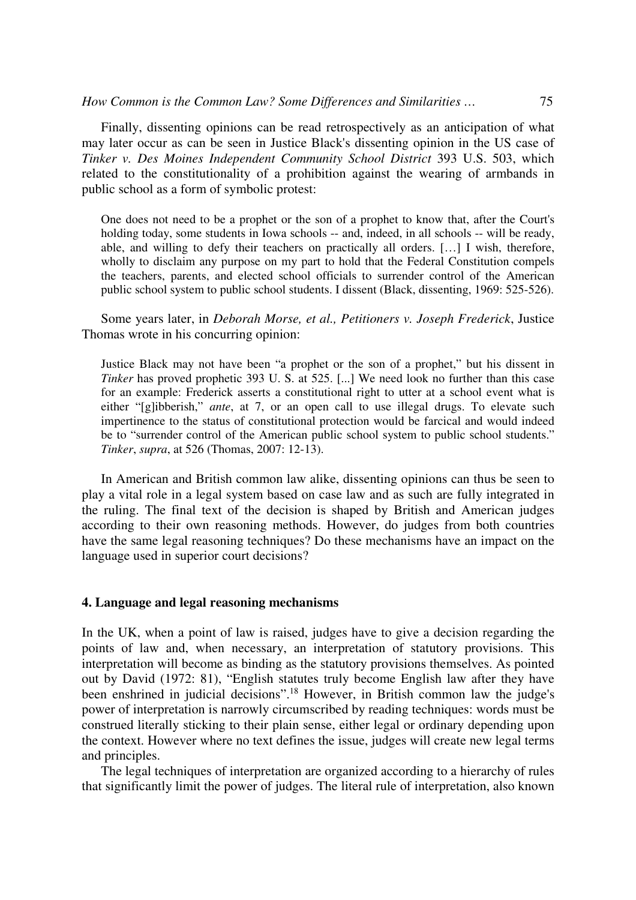Finally, dissenting opinions can be read retrospectively as an anticipation of what may later occur as can be seen in Justice Black's dissenting opinion in the US case of *Tinker v. Des Moines Independent Community School District* 393 U.S. 503, which related to the constitutionality of a prohibition against the wearing of armbands in public school as a form of symbolic protest:

> One does not need to be a prophet or the son of a prophet to know that, after the Court's holding today, some students in Iowa schools -- and, indeed, in all schools -- will be ready, able, and willing to defy their teachers on practically all orders. […] I wish, therefore, wholly to disclaim any purpose on my part to hold that the Federal Constitution compels the teachers, parents, and elected school officials to surrender control of the American public school system to public school students. I dissent (Black, dissenting, 1969: 525-526).

Some years later, in *Deborah Morse, et al., Petitioners v. Joseph Frederick*, Justice Thomas wrote in his concurring opinion:

> Justice Black may not have been "a prophet or the son of a prophet," but his dissent in *Tinker* has proved prophetic 393 U. S. at 525. [...] We need look no further than this case for an example: Frederick asserts a constitutional right to utter at a school event what is either "[g]ibberish," *ante*, at 7, or an open call to use illegal drugs. To elevate such impertinence to the status of constitutional protection would be farcical and would indeed be to "surrender control of the American public school system to public school students." *Tinker*, *supra*, at 526 (Thomas, 2007: 12-13).

In American and British common law alike, dissenting opinions can thus be seen to play a vital role in a legal system based on case law and as such are fully integrated in the ruling. The final text of the decision is shaped by British and American judges according to their own reasoning methods. However, do judges from both countries have the same legal reasoning techniques? Do these mechanisms have an impact on the language used in superior court decisions?

## 4. Language and legal reasoning mechanisms

In the UK, when a point of law is raised, judges have to give a decision regarding the points of law and, when necessary, an interpretation of statutory provisions. This interpretation will become as binding as the statutory provisions themselves. As pointed out by David (1972: 81), "English statutes truly become English law after they have been enshrined in judicial decisions".[18] However, in British common law the judge's power of interpretation is narrowly circumscribed by reading techniques: words must be construed literally sticking to their plain sense, either legal or ordinary depending upon the context. However where no text defines the issue, judges will create new legal terms and principles.

The legal techniques of interpretation are organized according to a hierarchy of rules that significantly limit the power of judges. The literal rule of interpretation, also known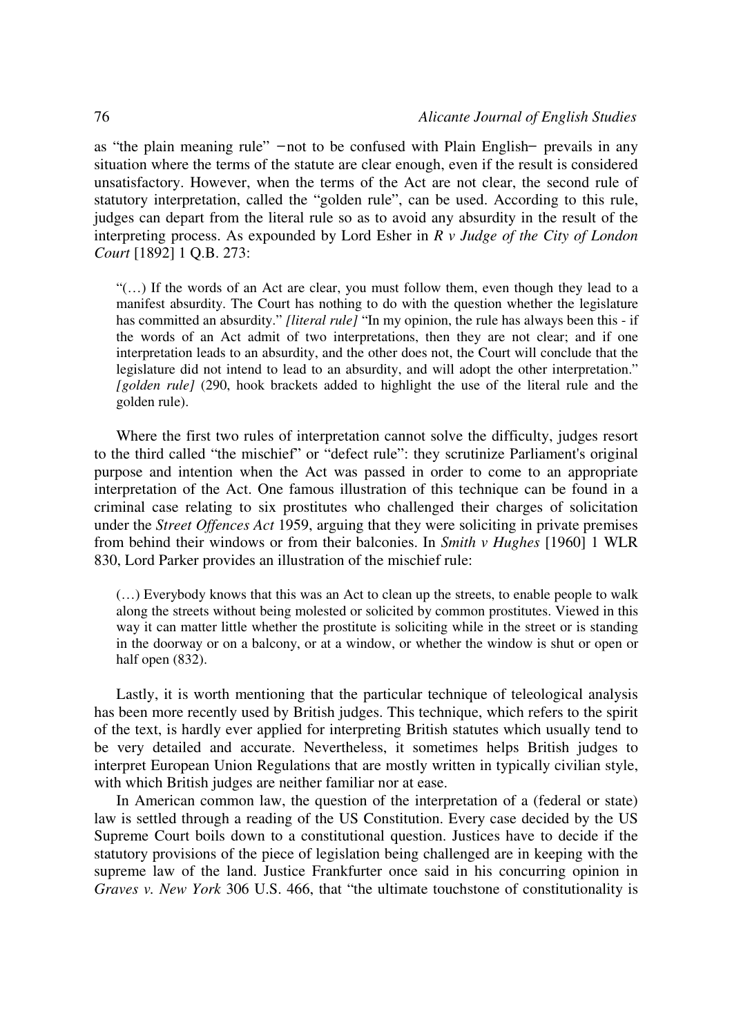as "the plain meaning rule" −not to be confused with Plain English− prevails in any situation where the terms of the statute are clear enough, even if the result is considered unsatisfactory. However, when the terms of the Act are not clear, the second rule of statutory interpretation, called the "golden rule", can be used. According to this rule, judges can depart from the literal rule so as to avoid any absurdity in the result of the interpreting process. As expounded by Lord Esher in *R v Judge of the City of London Court* [1892] 1 Q.B. 273:

> "(…) If the words of an Act are clear, you must follow them, even though they lead to a manifest absurdity. The Court has nothing to do with the question whether the legislature has committed an absurdity." *[literal rule]* "In my opinion, the rule has always been this - if the words of an Act admit of two interpretations, then they are not clear; and if one interpretation leads to an absurdity, and the other does not, the Court will conclude that the legislature did not intend to lead to an absurdity, and will adopt the other interpretation." *[golden rule]* (290, hook brackets added to highlight the use of the literal rule and the golden rule).

Where the first two rules of interpretation cannot solve the difficulty, judges resort to the third called "the mischief" or "defect rule": they scrutinize Parliament's original purpose and intention when the Act was passed in order to come to an appropriate interpretation of the Act. One famous illustration of this technique can be found in a criminal case relating to six prostitutes who challenged their charges of solicitation under the *Street Offences Act* 1959, arguing that they were soliciting in private premises from behind their windows or from their balconies. In *Smith v Hughes* [1960] 1 WLR 830, Lord Parker provides an illustration of the mischief rule:

> (…) Everybody knows that this was an Act to clean up the streets, to enable people to walk along the streets without being molested or solicited by common prostitutes. Viewed in this way it can matter little whether the prostitute is soliciting while in the street or is standing in the doorway or on a balcony, or at a window, or whether the window is shut or open or half open (832).

Lastly, it is worth mentioning that the particular technique of teleological analysis has been more recently used by British judges. This technique, which refers to the spirit of the text, is hardly ever applied for interpreting British statutes which usually tend to be very detailed and accurate. Nevertheless, it sometimes helps British judges to interpret European Union Regulations that are mostly written in typically civilian style, with which British judges are neither familiar nor at ease.

In American common law, the question of the interpretation of a (federal or state) law is settled through a reading of the US Constitution. Every case decided by the US Supreme Court boils down to a constitutional question. Justices have to decide if the statutory provisions of the piece of legislation being challenged are in keeping with the supreme law of the land. Justice Frankfurter once said in his concurring opinion in *Graves v. New York* 306 U.S. 466, that "the ultimate touchstone of constitutionality is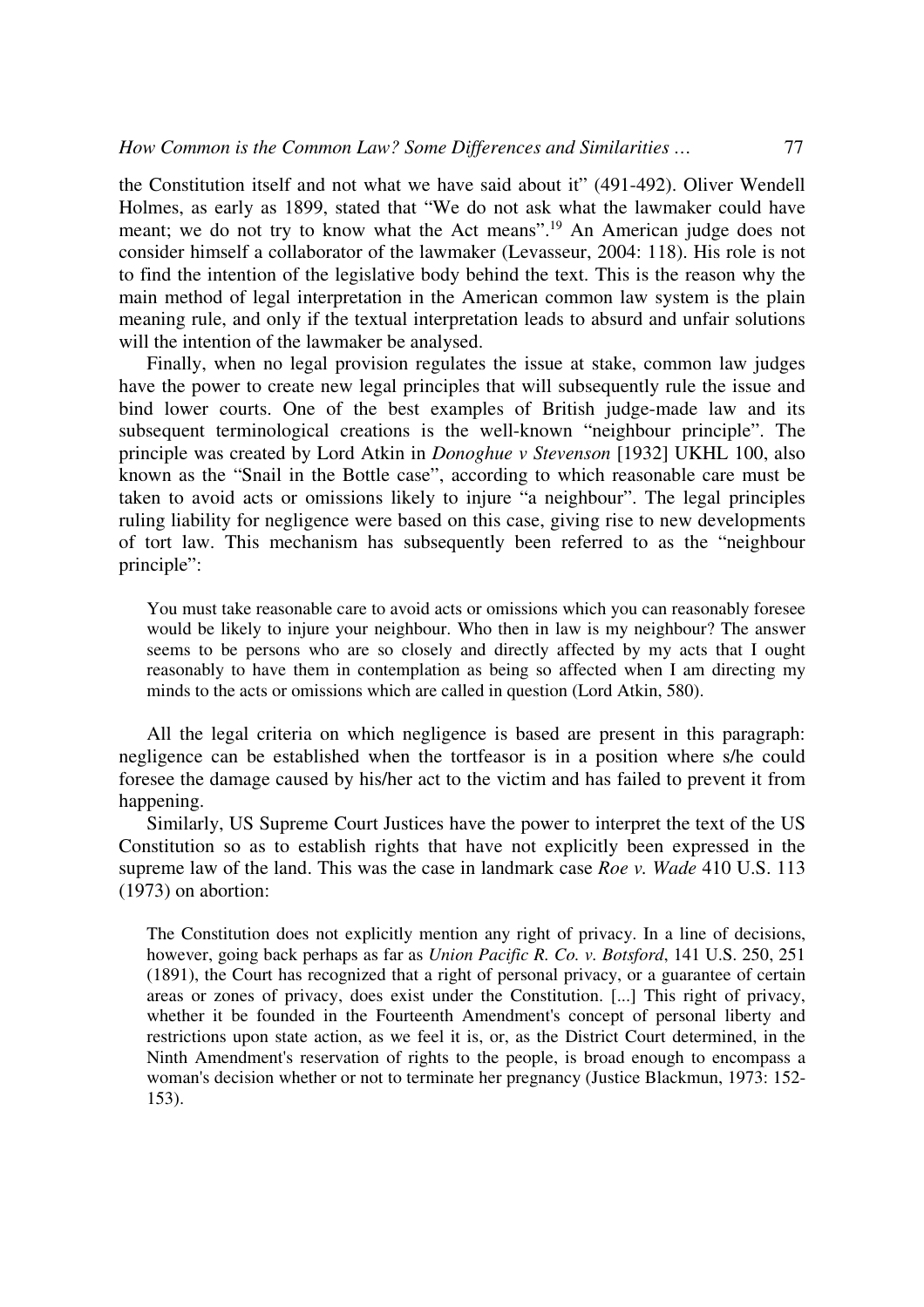the Constitution itself and not what we have said about it" (491-492). Oliver Wendell Holmes, as early as 1899, stated that "We do not ask what the lawmaker could have meant; we do not try to know what the Act means".[19] An American judge does not consider himself a collaborator of the lawmaker (Levasseur, 2004: 118). His role is not to find the intention of the legislative body behind the text. This is the reason why the main method of legal interpretation in the American common law system is the plain meaning rule, and only if the textual interpretation leads to absurd and unfair solutions will the intention of the lawmaker be analysed.

Finally, when no legal provision regulates the issue at stake, common law judges have the power to create new legal principles that will subsequently rule the issue and bind lower courts. One of the best examples of British judge-made law and its subsequent terminological creations is the well-known "neighbour principle". The principle was created by Lord Atkin in *Donoghue v Stevenson* [1932] UKHL 100, also known as the "Snail in the Bottle case", according to which reasonable care must be taken to avoid acts or omissions likely to injure "a neighbour". The legal principles ruling liability for negligence were based on this case, giving rise to new developments of tort law. This mechanism has subsequently been referred to as the "neighbour principle":

> You must take reasonable care to avoid acts or omissions which you can reasonably foresee would be likely to injure your neighbour. Who then in law is my neighbour? The answer seems to be persons who are so closely and directly affected by my acts that I ought reasonably to have them in contemplation as being so affected when I am directing my minds to the acts or omissions which are called in question (Lord Atkin, 580).

All the legal criteria on which negligence is based are present in this paragraph: negligence can be established when the tortfeasor is in a position where s/he could foresee the damage caused by his/her act to the victim and has failed to prevent it from happening.

Similarly, US Supreme Court Justices have the power to interpret the text of the US Constitution so as to establish rights that have not explicitly been expressed in the supreme law of the land. This was the case in landmark case *Roe v. Wade* 410 U.S. 113 (1973) on abortion:

> The Constitution does not explicitly mention any right of privacy. In a line of decisions, however, going back perhaps as far as *Union Pacific R. Co. v. Botsford*, 141 U.S. 250, 251 (1891), the Court has recognized that a right of personal privacy, or a guarantee of certain areas or zones of privacy, does exist under the Constitution. [...] This right of privacy, whether it be founded in the Fourteenth Amendment's concept of personal liberty and restrictions upon state action, as we feel it is, or, as the District Court determined, in the Ninth Amendment's reservation of rights to the people, is broad enough to encompass a woman's decision whether or not to terminate her pregnancy (Justice Blackmun, 1973: 152-153).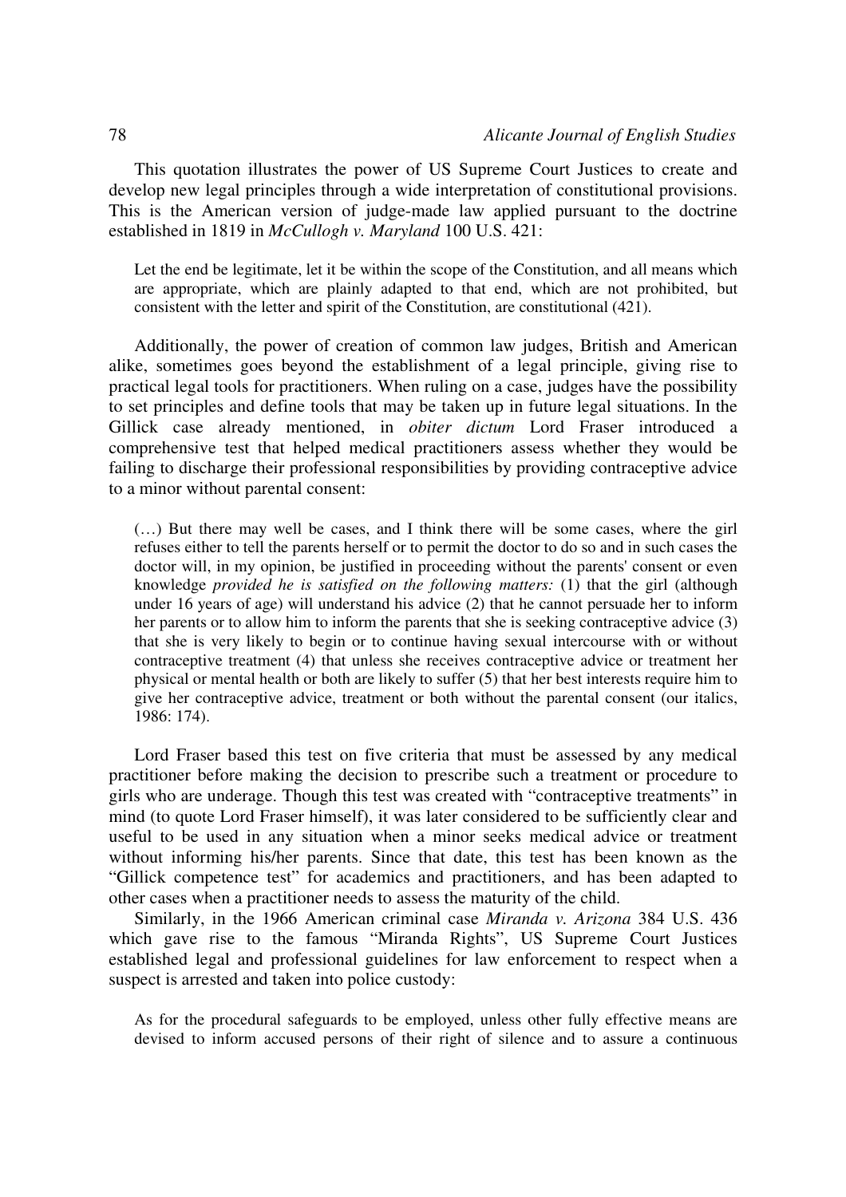This quotation illustrates the power of US Supreme Court Justices to create and develop new legal principles through a wide interpretation of constitutional provisions. This is the American version of judge-made law applied pursuant to the doctrine established in 1819 in *McCullogh v. Maryland* 100 U.S. 421:

> Let the end be legitimate, let it be within the scope of the Constitution, and all means which are appropriate, which are plainly adapted to that end, which are not prohibited, but consistent with the letter and spirit of the Constitution, are constitutional (421).

Additionally, the power of creation of common law judges, British and American alike, sometimes goes beyond the establishment of a legal principle, giving rise to practical legal tools for practitioners. When ruling on a case, judges have the possibility to set principles and define tools that may be taken up in future legal situations. In the Gillick case already mentioned, in *obiter dictum* Lord Fraser introduced a comprehensive test that helped medical practitioners assess whether they would be failing to discharge their professional responsibilities by providing contraceptive advice to a minor without parental consent:

> (…) But there may well be cases, and I think there will be some cases, where the girl refuses either to tell the parents herself or to permit the doctor to do so and in such cases the doctor will, in my opinion, be justified in proceeding without the parents' consent or even knowledge *provided he is satisfied on the following matters:* (1) that the girl (although under 16 years of age) will understand his advice (2) that he cannot persuade her to inform her parents or to allow him to inform the parents that she is seeking contraceptive advice (3) that she is very likely to begin or to continue having sexual intercourse with or without contraceptive treatment (4) that unless she receives contraceptive advice or treatment her physical or mental health or both are likely to suffer (5) that her best interests require him to give her contraceptive advice, treatment or both without the parental consent (our italics, 1986: 174).

Lord Fraser based this test on five criteria that must be assessed by any medical practitioner before making the decision to prescribe such a treatment or procedure to girls who are underage. Though this test was created with "contraceptive treatments" in mind (to quote Lord Fraser himself), it was later considered to be sufficiently clear and useful to be used in any situation when a minor seeks medical advice or treatment without informing his/her parents. Since that date, this test has been known as the "Gillick competence test" for academics and practitioners, and has been adapted to other cases when a practitioner needs to assess the maturity of the child.

Similarly, in the 1966 American criminal case *Miranda v. Arizona* 384 U.S. 436 which gave rise to the famous "Miranda Rights", US Supreme Court Justices established legal and professional guidelines for law enforcement to respect when a suspect is arrested and taken into police custody:

> As for the procedural safeguards to be employed, unless other fully effective means are devised to inform accused persons of their right of silence and to assure a continuous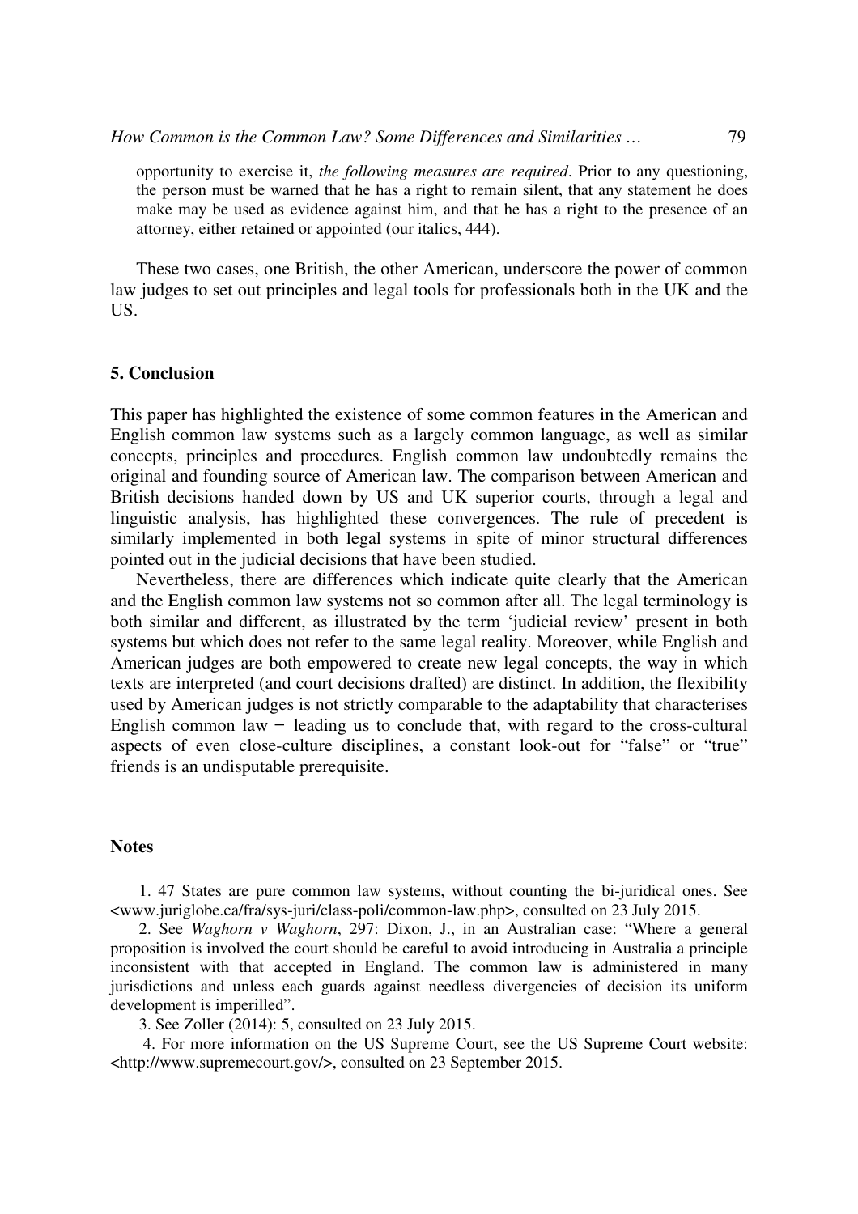opportunity to exercise it, *the following measures are required*. Prior to any questioning, the person must be warned that he has a right to remain silent, that any statement he does make may be used as evidence against him, and that he has a right to the presence of an attorney, either retained or appointed (our italics, 444).

These two cases, one British, the other American, underscore the power of common law judges to set out principles and legal tools for professionals both in the UK and the US.

## 5. Conclusion

This paper has highlighted the existence of some common features in the American and English common law systems such as a largely common language, as well as similar concepts, principles and procedures. English common law undoubtedly remains the original and founding source of American law. The comparison between American and British decisions handed down by US and UK superior courts, through a legal and linguistic analysis, has highlighted these convergences. The rule of precedent is similarly implemented in both legal systems in spite of minor structural differences pointed out in the judicial decisions that have been studied.

Nevertheless, there are differences which indicate quite clearly that the American and the English common law systems not so common after all. The legal terminology is both similar and different, as illustrated by the term 'judicial review' present in both systems but which does not refer to the same legal reality. Moreover, while English and American judges are both empowered to create new legal concepts, the way in which texts are interpreted (and court decisions drafted) are distinct. In addition, the flexibility used by American judges is not strictly comparable to the adaptability that characterises English common law − leading us to conclude that, with regard to the cross-cultural aspects of even close-culture disciplines, a constant look-out for "false" or "true" friends is an undisputable prerequisite.

## Notes

1. 47 States are pure common law systems, without counting the bi-juridical ones. See <www.juriglobe.ca/fra/sys-juri/class-poli/common-law.php>, consulted on 23 July 2015.

2. See *Waghorn v Waghorn*, 297: Dixon, J., in an Australian case: "Where a general proposition is involved the court should be careful to avoid introducing in Australia a principle inconsistent with that accepted in England. The common law is administered in many jurisdictions and unless each guards against needless divergencies of decision its uniform development is imperilled".

3. See Zoller (2014): 5, consulted on 23 July 2015.

4. For more information on the US Supreme Court, see the US Supreme Court website: <http://www.supremecourt.gov/>, consulted on 23 September 2015.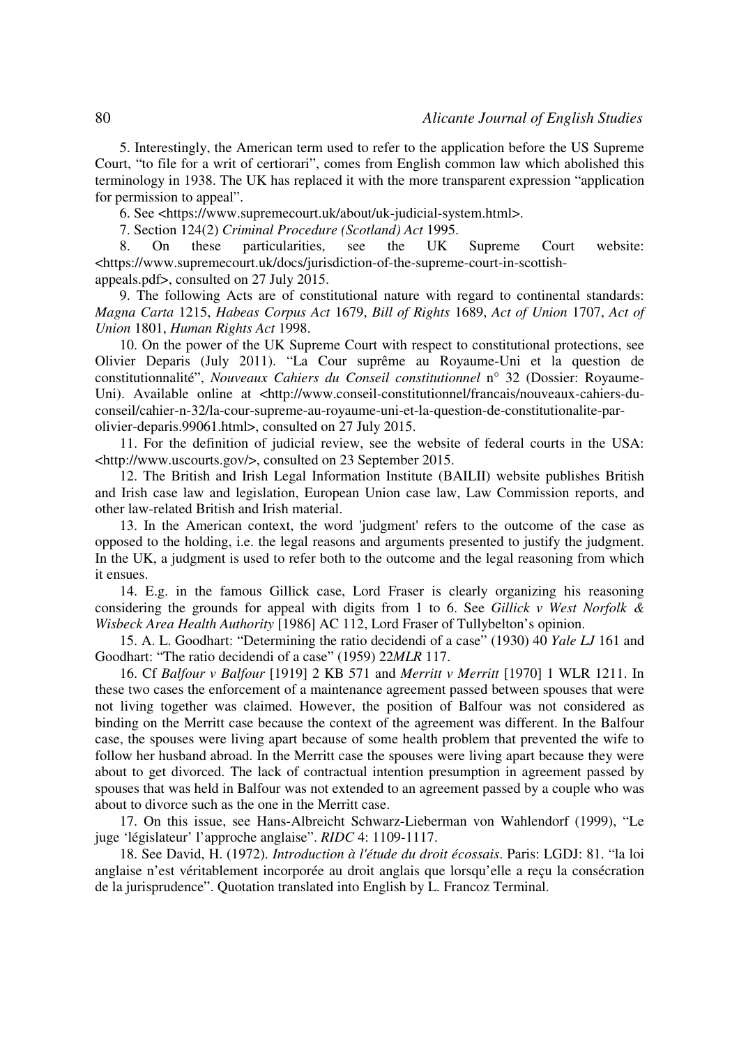5. Interestingly, the American term used to refer to the application before the US Supreme Court, "to file for a writ of certiorari", comes from English common law which abolished this terminology in 1938. The UK has replaced it with the more transparent expression "application for permission to appeal".

6. See <https://www.supremecourt.uk/about/uk-judicial-system.html>.

7. Section 124(2) *Criminal Procedure (Scotland) Act* 1995.

8. On these particularities, see the UK Supreme Court website: <https://www.supremecourt.uk/docs/jurisdiction-of-the-supreme-court-in-scottish-appeals.pdf>, consulted on 27 July 2015.

9. The following Acts are of constitutional nature with regard to continental standards: *Magna Carta* 1215, *Habeas Corpus Act* 1679, *Bill of Rights* 1689, *Act of Union* 1707, *Act of Union* 1801, *Human Rights Act* 1998.

10. On the power of the UK Supreme Court with respect to constitutional protections, see Olivier Deparis (July 2011). "La Cour suprême au Royaume-Uni et la question de constitutionnalité", *Nouveaux Cahiers du Conseil constitutionnel* n° 32 (Dossier: Royaume-Uni). Available online at <http://www.conseil-constitutionnel/francais/nouveaux-cahiers-du-conseil/cahier-n-32/la-cour-supreme-au-royaume-uni-et-la-question-de-constitutionalite-par-olivier-deparis.99061.html>, consulted on 27 July 2015.

11. For the definition of judicial review, see the website of federal courts in the USA: <http://www.uscourts.gov/>, consulted on 23 September 2015.

12. The British and Irish Legal Information Institute (BAILII) website publishes British and Irish case law and legislation, European Union case law, Law Commission reports, and other law-related British and Irish material.

13. In the American context, the word 'judgment' refers to the outcome of the case as opposed to the holding, i.e. the legal reasons and arguments presented to justify the judgment. In the UK, a judgment is used to refer both to the outcome and the legal reasoning from which it ensues.

14. E.g. in the famous Gillick case, Lord Fraser is clearly organizing his reasoning considering the grounds for appeal with digits from 1 to 6. See *Gillick v West Norfolk & Wisbeck Area Health Authority* [1986] AC 112, Lord Fraser of Tullybelton's opinion.

15. A. L. Goodhart: "Determining the ratio decidendi of a case" (1930) 40 *Yale LJ* 161 and Goodhart: "The ratio decidendi of a case" (1959) 22*MLR* 117.

16. Cf *Balfour v Balfour* [1919] 2 KB 571 and *Merritt v Merritt* [1970] 1 WLR 1211. In these two cases the enforcement of a maintenance agreement passed between spouses that were not living together was claimed. However, the position of Balfour was not considered as binding on the Merritt case because the context of the agreement was different. In the Balfour case, the spouses were living apart because of some health problem that prevented the wife to follow her husband abroad. In the Merritt case the spouses were living apart because they were about to get divorced. The lack of contractual intention presumption in agreement passed by spouses that was held in Balfour was not extended to an agreement passed by a couple who was about to divorce such as the one in the Merritt case.

17. On this issue, see Hans-Albreicht Schwarz-Lieberman von Wahlendorf (1999), "Le juge 'législateur' l'approche anglaise". *RIDC* 4: 1109-1117.

18. See David, H. (1972). *Introduction à l'étude du droit écossais*. Paris: LGDJ: 81. "la loi anglaise n'est véritablement incorporée au droit anglais que lorsqu'elle a reçu la consécration de la jurisprudence". Quotation translated into English by L. Francoz Terminal.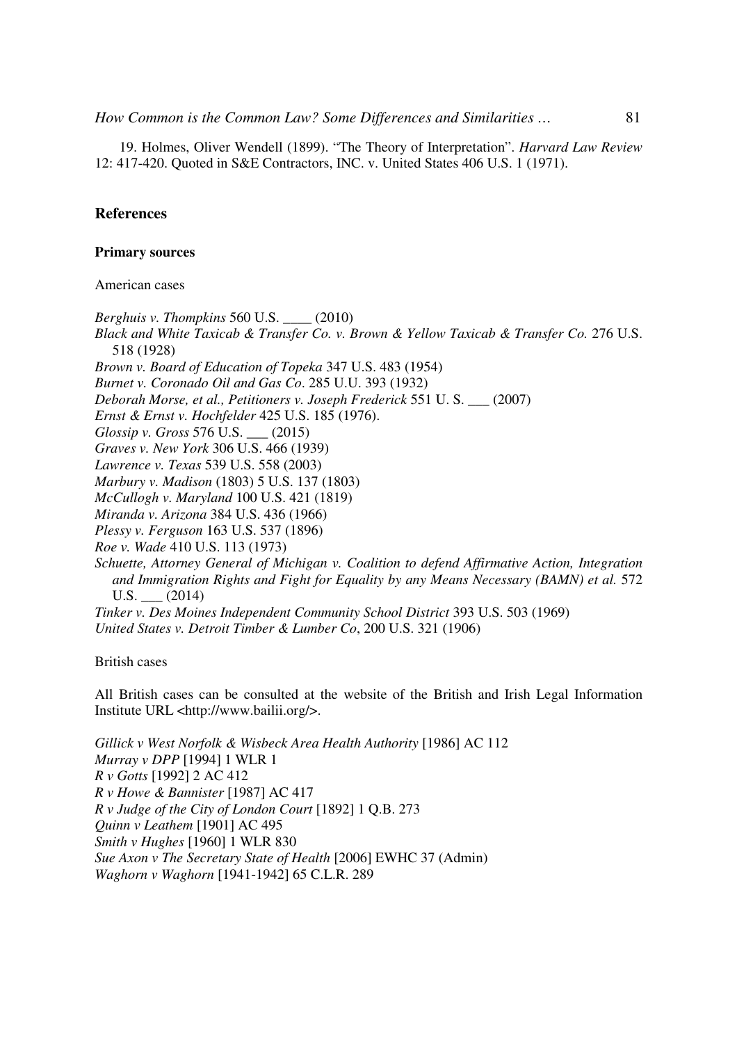19. Holmes, Oliver Wendell (1899). "The Theory of Interpretation". *Harvard Law Review* 12: 417-420. Quoted in S&E Contractors, INC. v. United States 406 U.S. 1 (1971).

## References

### Primary sources

American cases

*Berghuis v. Thompkins* 560 U.S. ____ (2010)
*Black and White Taxicab & Transfer Co. v. Brown & Yellow Taxicab & Transfer Co.* 276 U.S. 518 (1928)
*Brown v. Board of Education of Topeka* 347 U.S. 483 (1954)
*Burnet v. Coronado Oil and Gas Co*. 285 U.U. 393 (1932)
*Deborah Morse, et al., Petitioners v. Joseph Frederick* 551 U. S. ___ (2007)
*Ernst & Ernst v. Hochfelder* 425 U.S. 185 (1976).
*Glossip v. Gross* 576 U.S. ___ (2015)
*Graves v. New York* 306 U.S. 466 (1939)
*Lawrence v. Texas* 539 U.S. 558 (2003)
*Marbury v. Madison* (1803) 5 U.S. 137 (1803)
*McCullogh v. Maryland* 100 U.S. 421 (1819)
*Miranda v. Arizona* 384 U.S. 436 (1966)
*Plessy v. Ferguson* 163 U.S. 537 (1896)
*Roe v. Wade* 410 U.S. 113 (1973)
*Schuette, Attorney General of Michigan v. Coalition to defend Affirmative Action, Integration and Immigration Rights and Fight for Equality by any Means Necessary (BAMN) et al.* 572 U.S. ___ (2014)
*Tinker v. Des Moines Independent Community School District* 393 U.S. 503 (1969)
*United States v. Detroit Timber & Lumber Co*, 200 U.S. 321 (1906)

British cases

All British cases can be consulted at the website of the British and Irish Legal Information Institute URL <http://www.bailii.org/>.

*Gillick v West Norfolk & Wisbeck Area Health Authority* [1986] AC 112
*Murray v DPP* [1994] 1 WLR 1
*R v Gotts* [1992] 2 AC 412
*R v Howe & Bannister* [1987] AC 417
*R v Judge of the City of London Court* [1892] 1 Q.B. 273
*Quinn v Leathem* [1901] AC 495
*Smith v Hughes* [1960] 1 WLR 830
*Sue Axon v The Secretary State of Health* [2006] EWHC 37 (Admin)
*Waghorn v Waghorn* [1941-1942] 65 C.L.R. 289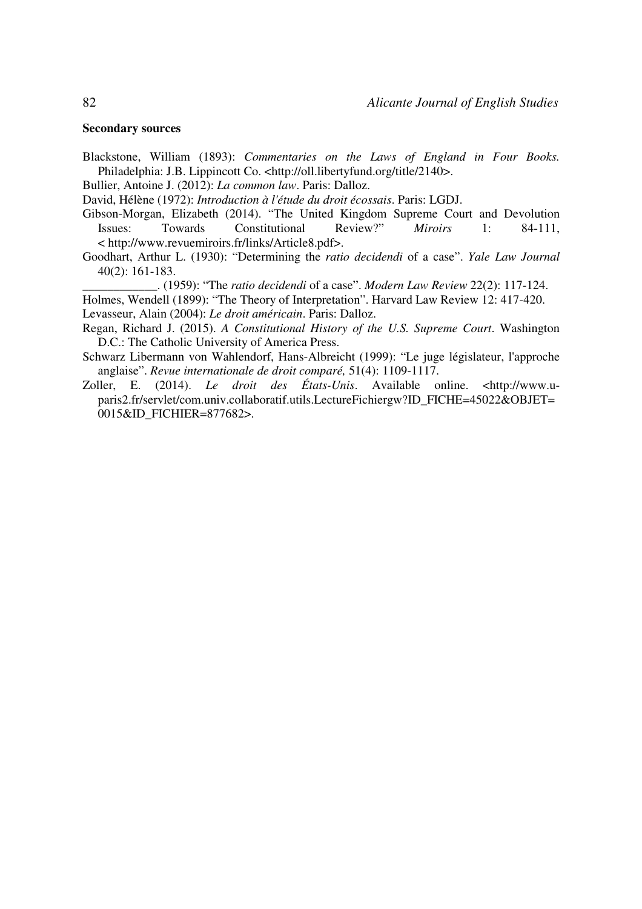**Secondary sources**

Blackstone, William (1893): *Commentaries on the Laws of England in Four Books.* Philadelphia: J.B. Lippincott Co. <http://oll.libertyfund.org/title/2140>.

Bullier, Antoine J. (2012): *La common law*. Paris: Dalloz.

David, Hélène (1972): *Introduction à l'étude du droit écossais*. Paris: LGDJ.

Gibson-Morgan, Elizabeth (2014). "The United Kingdom Supreme Court and Devolution Issues: Towards Constitutional Review?" *Miroirs* 1: 84-111, < http://www.revuemiroirs.fr/links/Article8.pdf>.

Goodhart, Arthur L. (1930): "Determining the *ratio decidendi* of a case". *Yale Law Journal* 40(2): 161-183.

\_\_\_\_\_\_\_\_\_\_\_\_. (1959): "The *ratio decidendi* of a case". *Modern Law Review* 22(2): 117-124.

Holmes, Wendell (1899): "The Theory of Interpretation". Harvard Law Review 12: 417-420.

Levasseur, Alain (2004): *Le droit américain*. Paris: Dalloz.

Regan, Richard J. (2015). *A Constitutional History of the U.S. Supreme Court*. Washington D.C.: The Catholic University of America Press.

Schwarz Libermann von Wahlendorf, Hans-Albreicht (1999): "Le juge législateur, l'approche anglaise". *Revue internationale de droit comparé,* 51(4): 1109-1117.

Zoller, E. (2014). *Le droit des États-Unis*. Available online. <http://www.u-paris2.fr/servlet/com.univ.collaboratif.utils.LectureFichiergw?ID_FICHE=45022&OBJET=0015&ID_FICHIER=877682>.